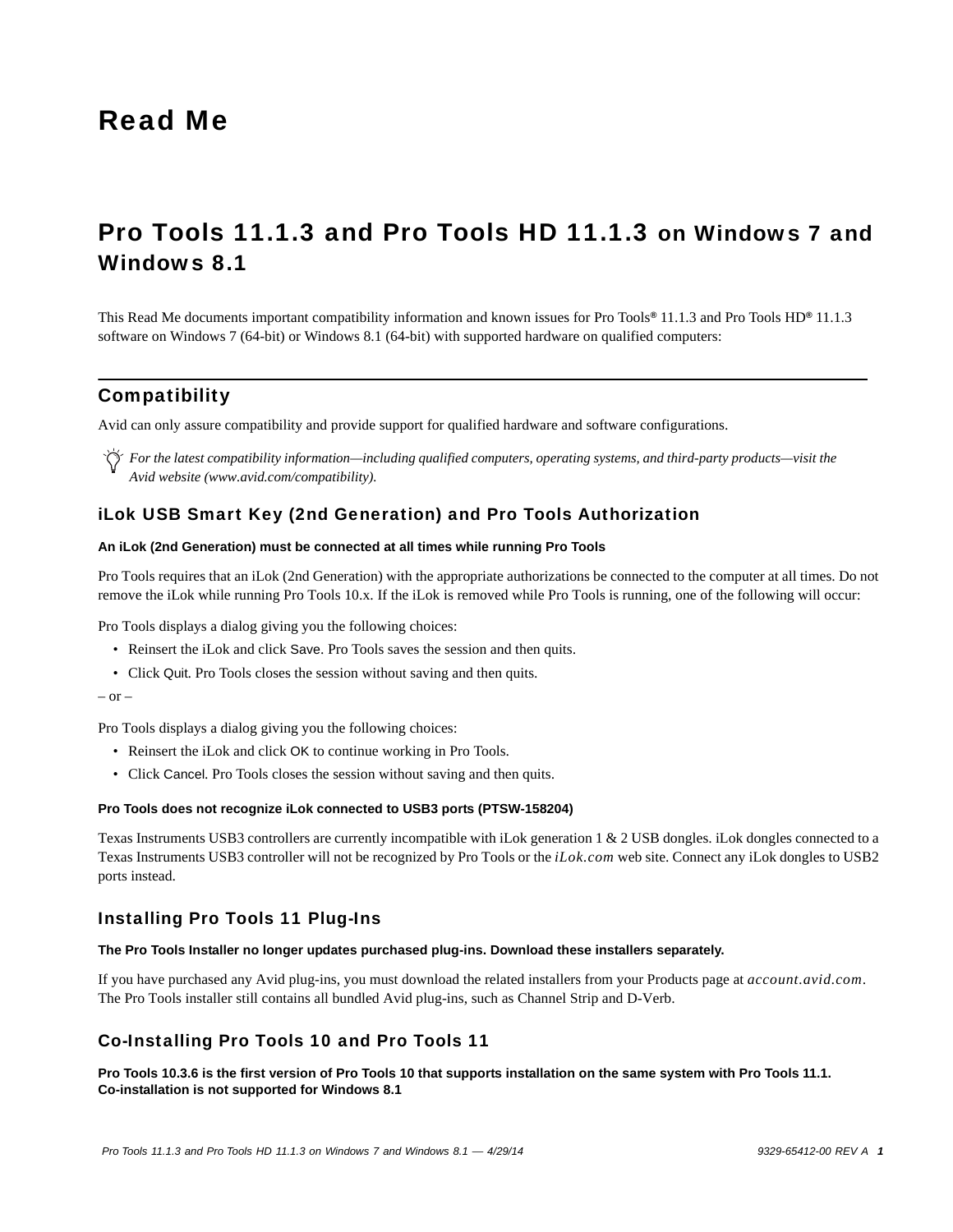# Read Me

## Pro Tools 11.1.3 and Pro Tools HD 11.1.3 on Windows 7 and Windows 8.1

This Read Me documents important compatibility information and known issues for Pro Tools® 11.1.3 and Pro Tools HD® 11.1.3 software on Windows 7 (64-bit) or Windows 8.1 (64-bit) with supported hardware on qualified computers:

---

### Compatibility

Avid can only assure compatibility and provide support for qualified hardware and software configurations.

*For the latest compatibility information—including qualified computers, operating systems, and third-party products—visit the Avid website (www.avid.com/compatibility).*

#### iLok USB Smart Key (2nd Generation) and Pro Tools Authorization

**An iLok (2nd Generation) must be connected at all times while running Pro Tools**

Pro Tools requires that an iLok (2nd Generation) with the appropriate authorizations be connected to the computer at all times. Do not remove the iLok while running Pro Tools 10.x. If the iLok is removed while Pro Tools is running, one of the following will occur:

Pro Tools displays a dialog giving you the following choices:

- Reinsert the iLok and click Save. Pro Tools saves the session and then quits.
- Click Quit. Pro Tools closes the session without saving and then quits.

– or –

Pro Tools displays a dialog giving you the following choices:

- Reinsert the iLok and click OK to continue working in Pro Tools.
- Click Cancel. Pro Tools closes the session without saving and then quits.

**Pro Tools does not recognize iLok connected to USB3 ports (PTSW-158204)**

Texas Instruments USB3 controllers are currently incompatible with iLok generation 1 & 2 USB dongles. iLok dongles connected to a Texas Instruments USB3 controller will not be recognized by Pro Tools or the *iLok.com* web site. Connect any iLok dongles to USB2 ports instead.

#### Installing Pro Tools 11 Plug-Ins

**The Pro Tools Installer no longer updates purchased plug-ins. Download these installers separately.**

If you have purchased any Avid plug-ins, you must download the related installers from your Products page at *account.avid.com*. The Pro Tools installer still contains all bundled Avid plug-ins, such as Channel Strip and D-Verb.

#### Co-Installing Pro Tools 10 and Pro Tools 11

**Pro Tools 10.3.6 is the first version of Pro Tools 10 that supports installation on the same system with Pro Tools 11.1. Co-installation is not supported for Windows 8.1**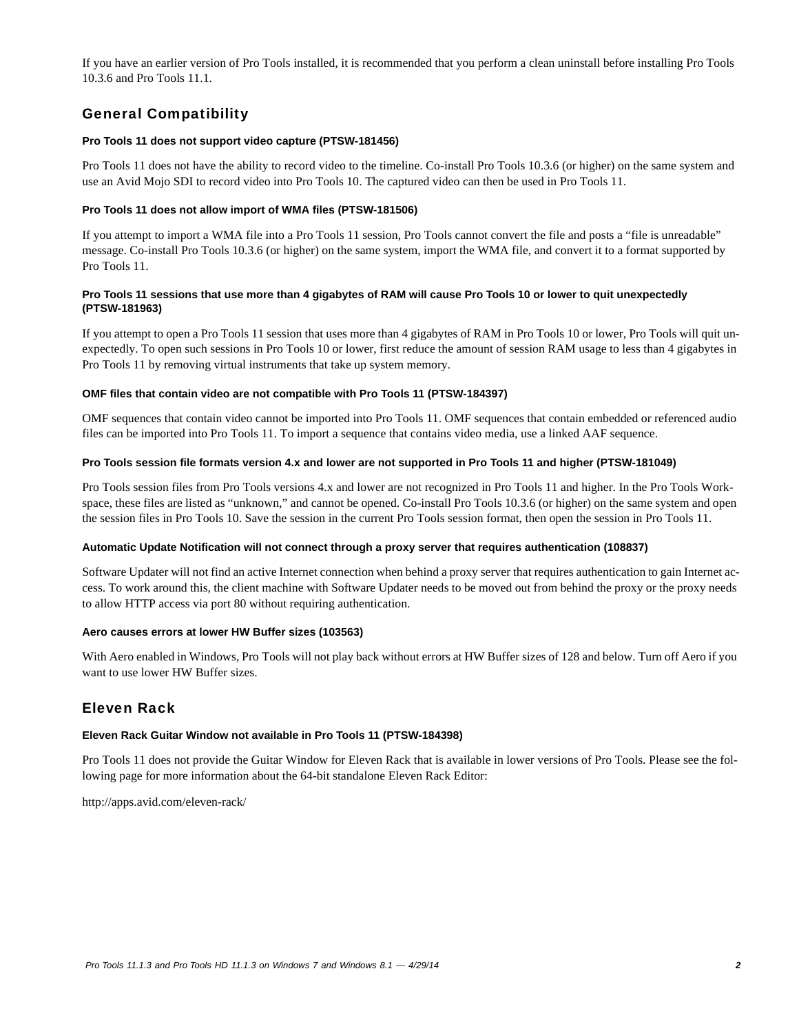If you have an earlier version of Pro Tools installed, it is recommended that you perform a clean uninstall before installing Pro Tools 10.3.6 and Pro Tools 11.1.

## General Compatibility

#### Pro Tools 11 does not support video capture (PTSW-181456)

Pro Tools 11 does not have the ability to record video to the timeline. Co-install Pro Tools 10.3.6 (or higher) on the same system and use an Avid Mojo SDI to record video into Pro Tools 10. The captured video can then be used in Pro Tools 11.

#### Pro Tools 11 does not allow import of WMA files (PTSW-181506)

If you attempt to import a WMA file into a Pro Tools 11 session, Pro Tools cannot convert the file and posts a “file is unreadable” message. Co-install Pro Tools 10.3.6 (or higher) on the same system, import the WMA file, and convert it to a format supported by Pro Tools 11.

#### Pro Tools 11 sessions that use more than 4 gigabytes of RAM will cause Pro Tools 10 or lower to quit unexpectedly (PTSW-181963)

If you attempt to open a Pro Tools 11 session that uses more than 4 gigabytes of RAM in Pro Tools 10 or lower, Pro Tools will quit unexpectedly. To open such sessions in Pro Tools 10 or lower, first reduce the amount of session RAM usage to less than 4 gigabytes in Pro Tools 11 by removing virtual instruments that take up system memory.

#### OMF files that contain video are not compatible with Pro Tools 11 (PTSW-184397)

OMF sequences that contain video cannot be imported into Pro Tools 11. OMF sequences that contain embedded or referenced audio files can be imported into Pro Tools 11. To import a sequence that contains video media, use a linked AAF sequence.

#### Pro Tools session file formats version 4.x and lower are not supported in Pro Tools 11 and higher (PTSW-181049)

Pro Tools session files from Pro Tools versions 4.x and lower are not recognized in Pro Tools 11 and higher. In the Pro Tools Workspace, these files are listed as “unknown,” and cannot be opened. Co-install Pro Tools 10.3.6 (or higher) on the same system and open the session files in Pro Tools 10. Save the session in the current Pro Tools session format, then open the session in Pro Tools 11.

#### Automatic Update Notification will not connect through a proxy server that requires authentication (108837)

Software Updater will not find an active Internet connection when behind a proxy server that requires authentication to gain Internet access. To work around this, the client machine with Software Updater needs to be moved out from behind the proxy or the proxy needs to allow HTTP access via port 80 without requiring authentication.

#### Aero causes errors at lower HW Buffer sizes (103563)

With Aero enabled in Windows, Pro Tools will not play back without errors at HW Buffer sizes of 128 and below. Turn off Aero if you want to use lower HW Buffer sizes.

## Eleven Rack

#### Eleven Rack Guitar Window not available in Pro Tools 11 (PTSW-184398)

Pro Tools 11 does not provide the Guitar Window for Eleven Rack that is available in lower versions of Pro Tools. Please see the following page for more information about the 64-bit standalone Eleven Rack Editor:

http://apps.avid.com/eleven-rack/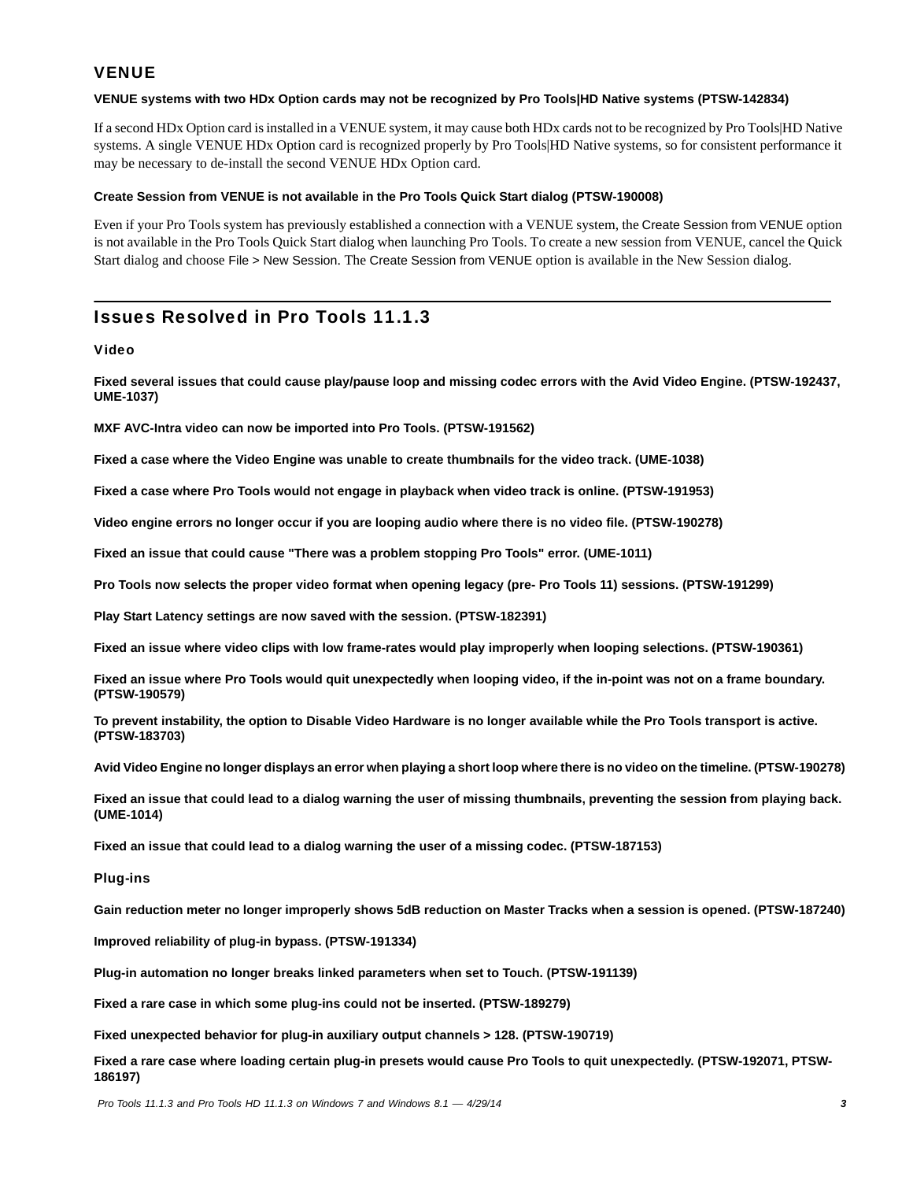### VENUE

**VENUE systems with two HDx Option cards may not be recognized by Pro Tools|HD Native systems (PTSW-142834)**

If a second HDx Option card is installed in a VENUE system, it may cause both HDx cards not to be recognized by Pro Tools|HD Native systems. A single VENUE HDx Option card is recognized properly by Pro Tools|HD Native systems, so for consistent performance it may be necessary to de-install the second VENUE HDx Option card.

**Create Session from VENUE is not available in the Pro Tools Quick Start dialog (PTSW-190008)**

Even if your Pro Tools system has previously established a connection with a VENUE system, the Create Session from VENUE option is not available in the Pro Tools Quick Start dialog when launching Pro Tools. To create a new session from VENUE, cancel the Quick Start dialog and choose File > New Session. The Create Session from VENUE option is available in the New Session dialog.

## Issues Resolved in Pro Tools 11.1.3

### Video

**Fixed several issues that could cause play/pause loop and missing codec errors with the Avid Video Engine. (PTSW-192437, UME-1037)**

**MXF AVC-Intra video can now be imported into Pro Tools. (PTSW-191562)**

**Fixed a case where the Video Engine was unable to create thumbnails for the video track. (UME-1038)**

**Fixed a case where Pro Tools would not engage in playback when video track is online. (PTSW-191953)**

**Video engine errors no longer occur if you are looping audio where there is no video file. (PTSW-190278)**

**Fixed an issue that could cause "There was a problem stopping Pro Tools" error. (UME-1011)**

**Pro Tools now selects the proper video format when opening legacy (pre- Pro Tools 11) sessions. (PTSW-191299)**

**Play Start Latency settings are now saved with the session. (PTSW-182391)**

**Fixed an issue where video clips with low frame-rates would play improperly when looping selections. (PTSW-190361)**

**Fixed an issue where Pro Tools would quit unexpectedly when looping video, if the in-point was not on a frame boundary. (PTSW-190579)**

**To prevent instability, the option to Disable Video Hardware is no longer available while the Pro Tools transport is active. (PTSW-183703)**

**Avid Video Engine no longer displays an error when playing a short loop where there is no video on the timeline. (PTSW-190278)**

**Fixed an issue that could lead to a dialog warning the user of missing thumbnails, preventing the session from playing back. (UME-1014)**

**Fixed an issue that could lead to a dialog warning the user of a missing codec. (PTSW-187153)**

### Plug-ins

**Gain reduction meter no longer improperly shows 5dB reduction on Master Tracks when a session is opened. (PTSW-187240)**

**Improved reliability of plug-in bypass. (PTSW-191334)**

**Plug-in automation no longer breaks linked parameters when set to Touch. (PTSW-191139)**

**Fixed a rare case in which some plug-ins could not be inserted. (PTSW-189279)**

**Fixed unexpected behavior for plug-in auxiliary output channels > 128. (PTSW-190719)**

**Fixed a rare case where loading certain plug-in presets would cause Pro Tools to quit unexpectedly. (PTSW-192071, PTSW-186197)**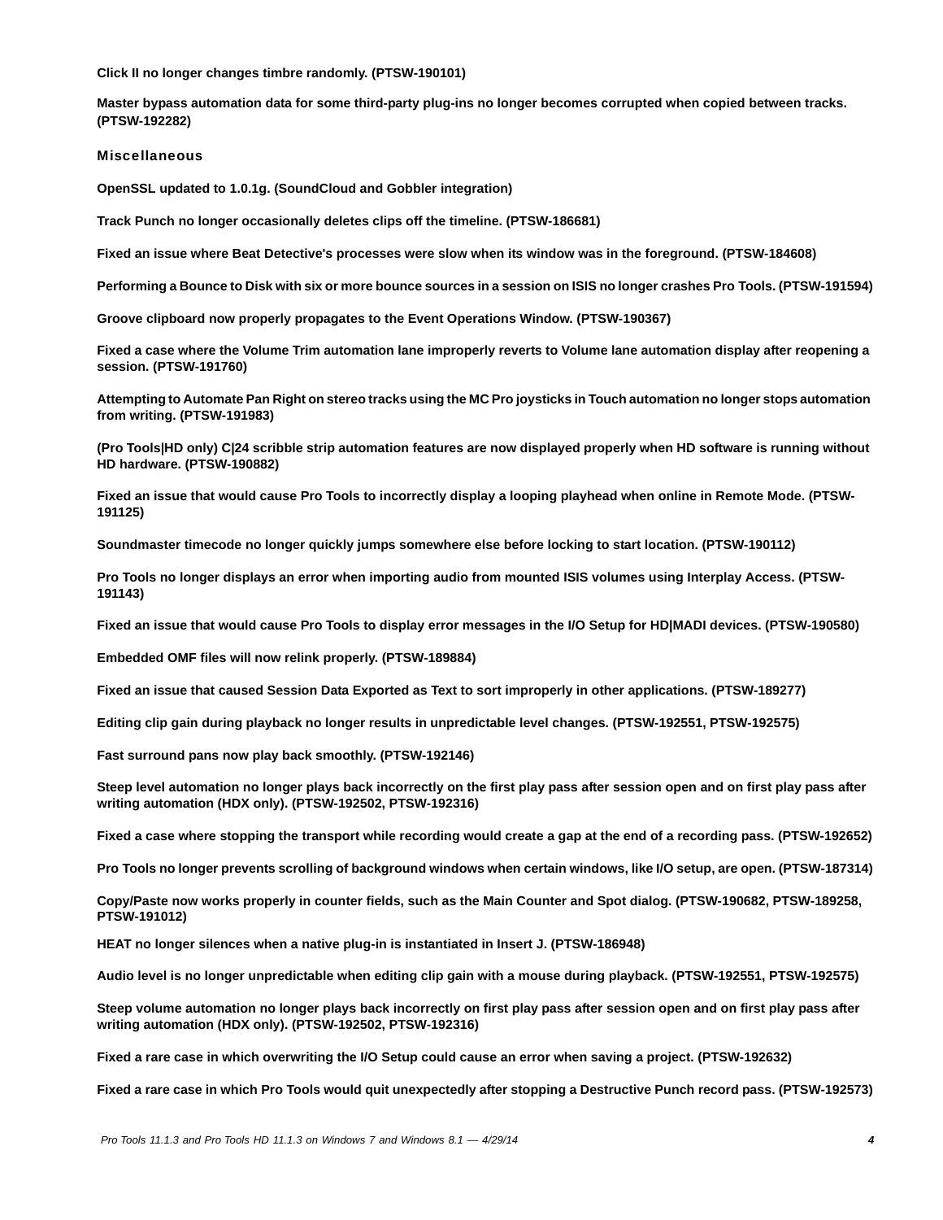**Click II no longer changes timbre randomly. (PTSW-190101)**

**Master bypass automation data for some third-party plug-ins no longer becomes corrupted when copied between tracks. (PTSW-192282)**

### Miscellaneous

**OpenSSL updated to 1.0.1g. (SoundCloud and Gobbler integration)**

**Track Punch no longer occasionally deletes clips off the timeline. (PTSW-186681)**

**Fixed an issue where Beat Detective's processes were slow when its window was in the foreground. (PTSW-184608)**

**Performing a Bounce to Disk with six or more bounce sources in a session on ISIS no longer crashes Pro Tools. (PTSW-191594)**

**Groove clipboard now properly propagates to the Event Operations Window. (PTSW-190367)**

**Fixed a case where the Volume Trim automation lane improperly reverts to Volume lane automation display after reopening a session. (PTSW-191760)**

**Attempting to Automate Pan Right on stereo tracks using the MC Pro joysticks in Touch automation no longer stops automation from writing. (PTSW-191983)**

**(Pro Tools|HD only) C|24 scribble strip automation features are now displayed properly when HD software is running without HD hardware. (PTSW-190882)**

**Fixed an issue that would cause Pro Tools to incorrectly display a looping playhead when online in Remote Mode. (PTSW-191125)**

**Soundmaster timecode no longer quickly jumps somewhere else before locking to start location. (PTSW-190112)**

**Pro Tools no longer displays an error when importing audio from mounted ISIS volumes using Interplay Access. (PTSW-191143)**

**Fixed an issue that would cause Pro Tools to display error messages in the I/O Setup for HD|MADI devices. (PTSW-190580)**

**Embedded OMF files will now relink properly. (PTSW-189884)**

**Fixed an issue that caused Session Data Exported as Text to sort improperly in other applications. (PTSW-189277)**

**Editing clip gain during playback no longer results in unpredictable level changes. (PTSW-192551, PTSW-192575)**

**Fast surround pans now play back smoothly. (PTSW-192146)**

**Steep level automation no longer plays back incorrectly on the first play pass after session open and on first play pass after writing automation (HDX only). (PTSW-192502, PTSW-192316)**

**Fixed a case where stopping the transport while recording would create a gap at the end of a recording pass. (PTSW-192652)**

**Pro Tools no longer prevents scrolling of background windows when certain windows, like I/O setup, are open. (PTSW-187314)**

**Copy/Paste now works properly in counter fields, such as the Main Counter and Spot dialog. (PTSW-190682, PTSW-189258, PTSW-191012)**

**HEAT no longer silences when a native plug-in is instantiated in Insert J. (PTSW-186948)**

**Audio level is no longer unpredictable when editing clip gain with a mouse during playback. (PTSW-192551, PTSW-192575)**

**Steep volume automation no longer plays back incorrectly on first play pass after session open and on first play pass after writing automation (HDX only). (PTSW-192502, PTSW-192316)**

**Fixed a rare case in which overwriting the I/O Setup could cause an error when saving a project. (PTSW-192632)**

**Fixed a rare case in which Pro Tools would quit unexpectedly after stopping a Destructive Punch record pass. (PTSW-192573)**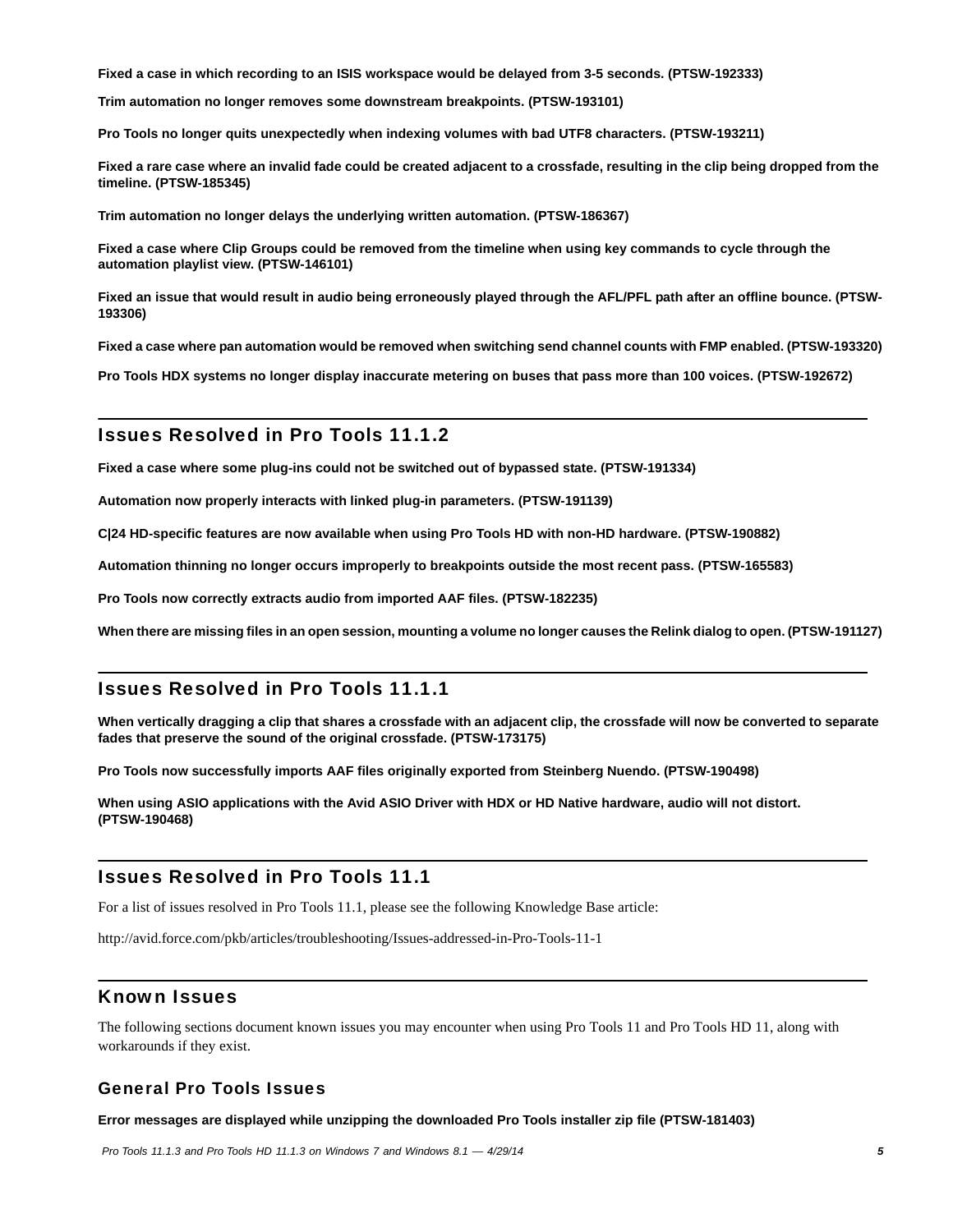**Fixed a case in which recording to an ISIS workspace would be delayed from 3-5 seconds. (PTSW-192333)**

**Trim automation no longer removes some downstream breakpoints. (PTSW-193101)**

**Pro Tools no longer quits unexpectedly when indexing volumes with bad UTF8 characters. (PTSW-193211)**

**Fixed a rare case where an invalid fade could be created adjacent to a crossfade, resulting in the clip being dropped from the timeline. (PTSW-185345)**

**Trim automation no longer delays the underlying written automation. (PTSW-186367)**

**Fixed a case where Clip Groups could be removed from the timeline when using key commands to cycle through the automation playlist view. (PTSW-146101)**

**Fixed an issue that would result in audio being erroneously played through the AFL/PFL path after an offline bounce. (PTSW-193306)**

**Fixed a case where pan automation would be removed when switching send channel counts with FMP enabled. (PTSW-193320)**

**Pro Tools HDX systems no longer display inaccurate metering on buses that pass more than 100 voices. (PTSW-192672)**

## Issues Resolved in Pro Tools 11.1.2

**Fixed a case where some plug-ins could not be switched out of bypassed state. (PTSW-191334)**

**Automation now properly interacts with linked plug-in parameters. (PTSW-191139)**

**C|24 HD-specific features are now available when using Pro Tools HD with non-HD hardware. (PTSW-190882)**

**Automation thinning no longer occurs improperly to breakpoints outside the most recent pass. (PTSW-165583)**

**Pro Tools now correctly extracts audio from imported AAF files. (PTSW-182235)**

**When there are missing files in an open session, mounting a volume no longer causes the Relink dialog to open. (PTSW-191127)**

## Issues Resolved in Pro Tools 11.1.1

**When vertically dragging a clip that shares a crossfade with an adjacent clip, the crossfade will now be converted to separate fades that preserve the sound of the original crossfade. (PTSW-173175)**

**Pro Tools now successfully imports AAF files originally exported from Steinberg Nuendo. (PTSW-190498)**

**When using ASIO applications with the Avid ASIO Driver with HDX or HD Native hardware, audio will not distort. (PTSW-190468)**

## Issues Resolved in Pro Tools 11.1

For a list of issues resolved in Pro Tools 11.1, please see the following Knowledge Base article:

http://avid.force.com/pkb/articles/troubleshooting/Issues-addressed-in-Pro-Tools-11-1

## Known Issues

The following sections document known issues you may encounter when using Pro Tools 11 and Pro Tools HD 11, along with workarounds if they exist.

### General Pro Tools Issues

**Error messages are displayed while unzipping the downloaded Pro Tools installer zip file (PTSW-181403)**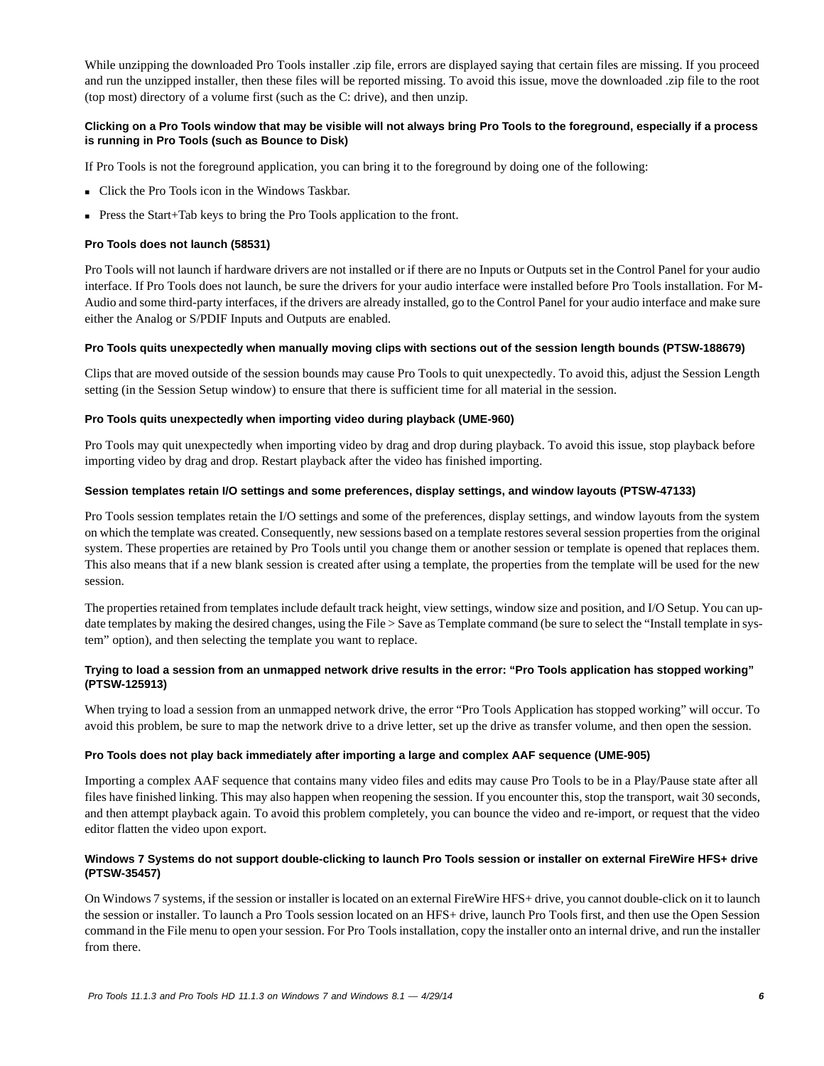While unzipping the downloaded Pro Tools installer .zip file, errors are displayed saying that certain files are missing. If you proceed and run the unzipped installer, then these files will be reported missing. To avoid this issue, move the downloaded .zip file to the root (top most) directory of a volume first (such as the C: drive), and then unzip.

#### Clicking on a Pro Tools window that may be visible will not always bring Pro Tools to the foreground, especially if a process is running in Pro Tools (such as Bounce to Disk)

If Pro Tools is not the foreground application, you can bring it to the foreground by doing one of the following:

- Click the Pro Tools icon in the Windows Taskbar.
- Press the Start+Tab keys to bring the Pro Tools application to the front.

#### Pro Tools does not launch (58531)

Pro Tools will not launch if hardware drivers are not installed or if there are no Inputs or Outputs set in the Control Panel for your audio interface. If Pro Tools does not launch, be sure the drivers for your audio interface were installed before Pro Tools installation. For M-Audio and some third-party interfaces, if the drivers are already installed, go to the Control Panel for your audio interface and make sure either the Analog or S/PDIF Inputs and Outputs are enabled.

#### Pro Tools quits unexpectedly when manually moving clips with sections out of the session length bounds (PTSW-188679)

Clips that are moved outside of the session bounds may cause Pro Tools to quit unexpectedly. To avoid this, adjust the Session Length setting (in the Session Setup window) to ensure that there is sufficient time for all material in the session.

#### Pro Tools quits unexpectedly when importing video during playback (UME-960)

Pro Tools may quit unexpectedly when importing video by drag and drop during playback. To avoid this issue, stop playback before importing video by drag and drop. Restart playback after the video has finished importing.

#### Session templates retain I/O settings and some preferences, display settings, and window layouts (PTSW-47133)

Pro Tools session templates retain the I/O settings and some of the preferences, display settings, and window layouts from the system on which the template was created. Consequently, new sessions based on a template restores several session properties from the original system. These properties are retained by Pro Tools until you change them or another session or template is opened that replaces them. This also means that if a new blank session is created after using a template, the properties from the template will be used for the new session.

The properties retained from templates include default track height, view settings, window size and position, and I/O Setup. You can update templates by making the desired changes, using the File > Save as Template command (be sure to select the “Install template in system” option), and then selecting the template you want to replace.

#### Trying to load a session from an unmapped network drive results in the error: “Pro Tools application has stopped working” (PTSW-125913)

When trying to load a session from an unmapped network drive, the error “Pro Tools Application has stopped working” will occur. To avoid this problem, be sure to map the network drive to a drive letter, set up the drive as transfer volume, and then open the session.

#### Pro Tools does not play back immediately after importing a large and complex AAF sequence (UME-905)

Importing a complex AAF sequence that contains many video files and edits may cause Pro Tools to be in a Play/Pause state after all files have finished linking. This may also happen when reopening the session. If you encounter this, stop the transport, wait 30 seconds, and then attempt playback again. To avoid this problem completely, you can bounce the video and re-import, or request that the video editor flatten the video upon export.

#### Windows 7 Systems do not support double-clicking to launch Pro Tools session or installer on external FireWire HFS+ drive (PTSW-35457)

On Windows 7 systems, if the session or installer is located on an external FireWire HFS+ drive, you cannot double-click on it to launch the session or installer. To launch a Pro Tools session located on an HFS+ drive, launch Pro Tools first, and then use the Open Session command in the File menu to open your session. For Pro Tools installation, copy the installer onto an internal drive, and run the installer from there.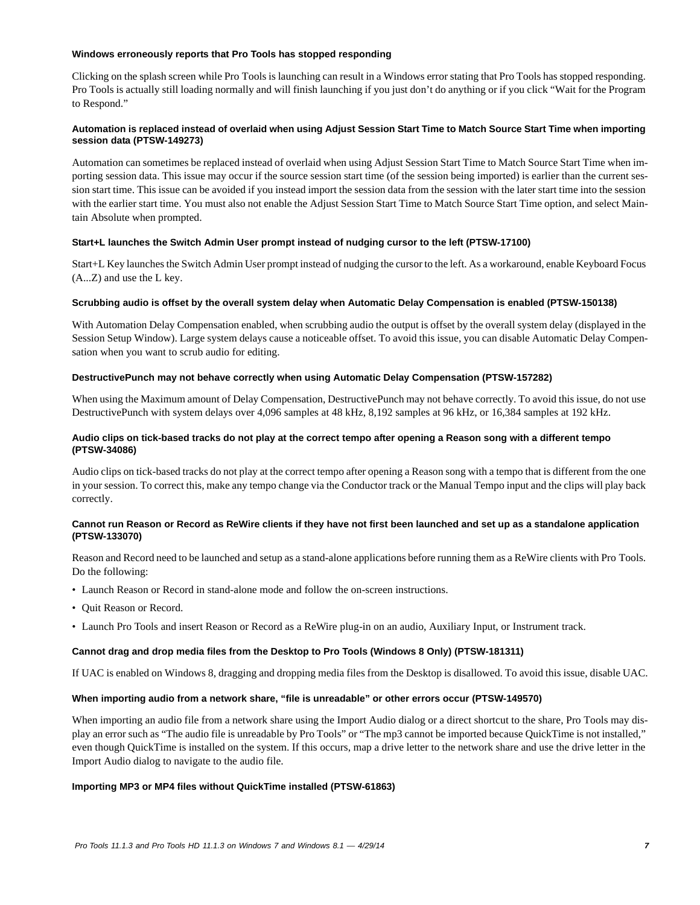#### Windows erroneously reports that Pro Tools has stopped responding

Clicking on the splash screen while Pro Tools is launching can result in a Windows error stating that Pro Tools has stopped responding. Pro Tools is actually still loading normally and will finish launching if you just don't do anything or if you click "Wait for the Program to Respond."

#### Automation is replaced instead of overlaid when using Adjust Session Start Time to Match Source Start Time when importing session data (PTSW-149273)

Automation can sometimes be replaced instead of overlaid when using Adjust Session Start Time to Match Source Start Time when importing session data. This issue may occur if the source session start time (of the session being imported) is earlier than the current session start time. This issue can be avoided if you instead import the session data from the session with the later start time into the session with the earlier start time. You must also not enable the Adjust Session Start Time to Match Source Start Time option, and select Maintain Absolute when prompted.

#### Start+L launches the Switch Admin User prompt instead of nudging cursor to the left (PTSW-17100)

Start+L Key launches the Switch Admin User prompt instead of nudging the cursor to the left. As a workaround, enable Keyboard Focus (A...Z) and use the L key.

#### Scrubbing audio is offset by the overall system delay when Automatic Delay Compensation is enabled (PTSW-150138)

With Automation Delay Compensation enabled, when scrubbing audio the output is offset by the overall system delay (displayed in the Session Setup Window). Large system delays cause a noticeable offset. To avoid this issue, you can disable Automatic Delay Compensation when you want to scrub audio for editing.

#### DestructivePunch may not behave correctly when using Automatic Delay Compensation (PTSW-157282)

When using the Maximum amount of Delay Compensation, DestructivePunch may not behave correctly. To avoid this issue, do not use DestructivePunch with system delays over 4,096 samples at 48 kHz, 8,192 samples at 96 kHz, or 16,384 samples at 192 kHz.

#### Audio clips on tick-based tracks do not play at the correct tempo after opening a Reason song with a different tempo (PTSW-34086)

Audio clips on tick-based tracks do not play at the correct tempo after opening a Reason song with a tempo that is different from the one in your session. To correct this, make any tempo change via the Conductor track or the Manual Tempo input and the clips will play back correctly.

#### Cannot run Reason or Record as ReWire clients if they have not first been launched and set up as a standalone application (PTSW-133070)

Reason and Record need to be launched and setup as a stand-alone applications before running them as a ReWire clients with Pro Tools. Do the following:

- Launch Reason or Record in stand-alone mode and follow the on-screen instructions.
- Quit Reason or Record.
- Launch Pro Tools and insert Reason or Record as a ReWire plug-in on an audio, Auxiliary Input, or Instrument track.

#### Cannot drag and drop media files from the Desktop to Pro Tools (Windows 8 Only) (PTSW-181311)

If UAC is enabled on Windows 8, dragging and dropping media files from the Desktop is disallowed. To avoid this issue, disable UAC.

#### When importing audio from a network share, "file is unreadable" or other errors occur (PTSW-149570)

When importing an audio file from a network share using the Import Audio dialog or a direct shortcut to the share, Pro Tools may display an error such as "The audio file is unreadable by Pro Tools" or "The mp3 cannot be imported because QuickTime is not installed," even though QuickTime is installed on the system. If this occurs, map a drive letter to the network share and use the drive letter in the Import Audio dialog to navigate to the audio file.

#### Importing MP3 or MP4 files without QuickTime installed (PTSW-61863)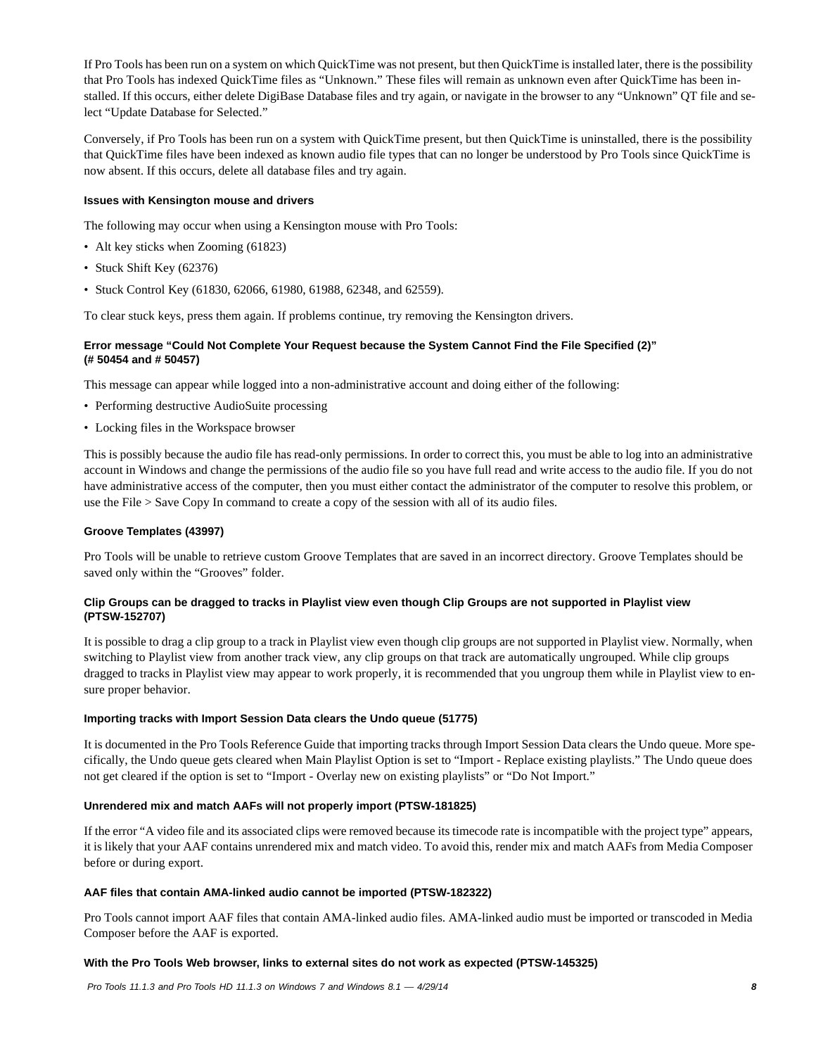If Pro Tools has been run on a system on which QuickTime was not present, but then QuickTime is installed later, there is the possibility that Pro Tools has indexed QuickTime files as "Unknown." These files will remain as unknown even after QuickTime has been installed. If this occurs, either delete DigiBase Database files and try again, or navigate in the browser to any "Unknown" QT file and select "Update Database for Selected."

Conversely, if Pro Tools has been run on a system with QuickTime present, but then QuickTime is uninstalled, there is the possibility that QuickTime files have been indexed as known audio file types that can no longer be understood by Pro Tools since QuickTime is now absent. If this occurs, delete all database files and try again.

#### Issues with Kensington mouse and drivers

The following may occur when using a Kensington mouse with Pro Tools:

- Alt key sticks when Zooming (61823)
- Stuck Shift Key (62376)
- Stuck Control Key (61830, 62066, 61980, 61988, 62348, and 62559).

To clear stuck keys, press them again. If problems continue, try removing the Kensington drivers.

#### Error message "Could Not Complete Your Request because the System Cannot Find the File Specified (2)" (# 50454 and # 50457)

This message can appear while logged into a non-administrative account and doing either of the following:

- Performing destructive AudioSuite processing
- Locking files in the Workspace browser

This is possibly because the audio file has read-only permissions. In order to correct this, you must be able to log into an administrative account in Windows and change the permissions of the audio file so you have full read and write access to the audio file. If you do not have administrative access of the computer, then you must either contact the administrator of the computer to resolve this problem, or use the File > Save Copy In command to create a copy of the session with all of its audio files.

#### Groove Templates (43997)

Pro Tools will be unable to retrieve custom Groove Templates that are saved in an incorrect directory. Groove Templates should be saved only within the "Grooves" folder.

#### Clip Groups can be dragged to tracks in Playlist view even though Clip Groups are not supported in Playlist view (PTSW-152707)

It is possible to drag a clip group to a track in Playlist view even though clip groups are not supported in Playlist view. Normally, when switching to Playlist view from another track view, any clip groups on that track are automatically ungrouped. While clip groups dragged to tracks in Playlist view may appear to work properly, it is recommended that you ungroup them while in Playlist view to ensure proper behavior.

#### Importing tracks with Import Session Data clears the Undo queue (51775)

It is documented in the Pro Tools Reference Guide that importing tracks through Import Session Data clears the Undo queue. More specifically, the Undo queue gets cleared when Main Playlist Option is set to "Import - Replace existing playlists." The Undo queue does not get cleared if the option is set to "Import - Overlay new on existing playlists" or "Do Not Import."

#### Unrendered mix and match AAFs will not properly import (PTSW-181825)

If the error "A video file and its associated clips were removed because its timecode rate is incompatible with the project type" appears, it is likely that your AAF contains unrendered mix and match video. To avoid this, render mix and match AAFs from Media Composer before or during export.

#### AAF files that contain AMA-linked audio cannot be imported (PTSW-182322)

Pro Tools cannot import AAF files that contain AMA-linked audio files. AMA-linked audio must be imported or transcoded in Media Composer before the AAF is exported.

#### With the Pro Tools Web browser, links to external sites do not work as expected (PTSW-145325)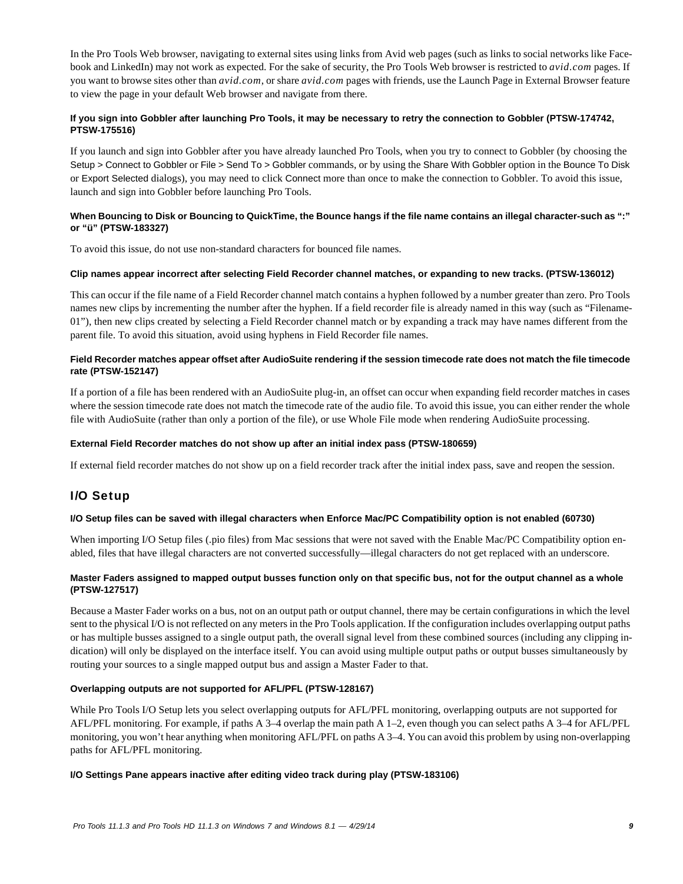In the Pro Tools Web browser, navigating to external sites using links from Avid web pages (such as links to social networks like Facebook and LinkedIn) may not work as expected. For the sake of security, the Pro Tools Web browser is restricted to *avid.com* pages. If you want to browse sites other than *avid.com*, or share *avid.com* pages with friends, use the Launch Page in External Browser feature to view the page in your default Web browser and navigate from there.

**If you sign into Gobbler after launching Pro Tools, it may be necessary to retry the connection to Gobbler (PTSW-174742, PTSW-175516)**

If you launch and sign into Gobbler after you have already launched Pro Tools, when you try to connect to Gobbler (by choosing the Setup > Connect to Gobbler or File > Send To > Gobbler commands, or by using the Share With Gobbler option in the Bounce To Disk or Export Selected dialogs), you may need to click Connect more than once to make the connection to Gobbler. To avoid this issue, launch and sign into Gobbler before launching Pro Tools.

**When Bouncing to Disk or Bouncing to QuickTime, the Bounce hangs if the file name contains an illegal character-such as ":" or "ü" (PTSW-183327)**

To avoid this issue, do not use non-standard characters for bounced file names.

**Clip names appear incorrect after selecting Field Recorder channel matches, or expanding to new tracks. (PTSW-136012)**

This can occur if the file name of a Field Recorder channel match contains a hyphen followed by a number greater than zero. Pro Tools names new clips by incrementing the number after the hyphen. If a field recorder file is already named in this way (such as "Filename-01"), then new clips created by selecting a Field Recorder channel match or by expanding a track may have names different from the parent file. To avoid this situation, avoid using hyphens in Field Recorder file names.

**Field Recorder matches appear offset after AudioSuite rendering if the session timecode rate does not match the file timecode rate (PTSW-152147)**

If a portion of a file has been rendered with an AudioSuite plug-in, an offset can occur when expanding field recorder matches in cases where the session timecode rate does not match the timecode rate of the audio file. To avoid this issue, you can either render the whole file with AudioSuite (rather than only a portion of the file), or use Whole File mode when rendering AudioSuite processing.

**External Field Recorder matches do not show up after an initial index pass (PTSW-180659)**

If external field recorder matches do not show up on a field recorder track after the initial index pass, save and reopen the session.

## I/O Setup

**I/O Setup files can be saved with illegal characters when Enforce Mac/PC Compatibility option is not enabled (60730)**

When importing I/O Setup files (.pio files) from Mac sessions that were not saved with the Enable Mac/PC Compatibility option enabled, files that have illegal characters are not converted successfully—illegal characters do not get replaced with an underscore.

**Master Faders assigned to mapped output busses function only on that specific bus, not for the output channel as a whole (PTSW-127517)**

Because a Master Fader works on a bus, not on an output path or output channel, there may be certain configurations in which the level sent to the physical I/O is not reflected on any meters in the Pro Tools application. If the configuration includes overlapping output paths or has multiple busses assigned to a single output path, the overall signal level from these combined sources (including any clipping indication) will only be displayed on the interface itself. You can avoid using multiple output paths or output busses simultaneously by routing your sources to a single mapped output bus and assign a Master Fader to that.

**Overlapping outputs are not supported for AFL/PFL (PTSW-128167)**

While Pro Tools I/O Setup lets you select overlapping outputs for AFL/PFL monitoring, overlapping outputs are not supported for AFL/PFL monitoring. For example, if paths A 3–4 overlap the main path A 1–2, even though you can select paths A 3–4 for AFL/PFL monitoring, you won't hear anything when monitoring AFL/PFL on paths A 3–4. You can avoid this problem by using non-overlapping paths for AFL/PFL monitoring.

**I/O Settings Pane appears inactive after editing video track during play (PTSW-183106)**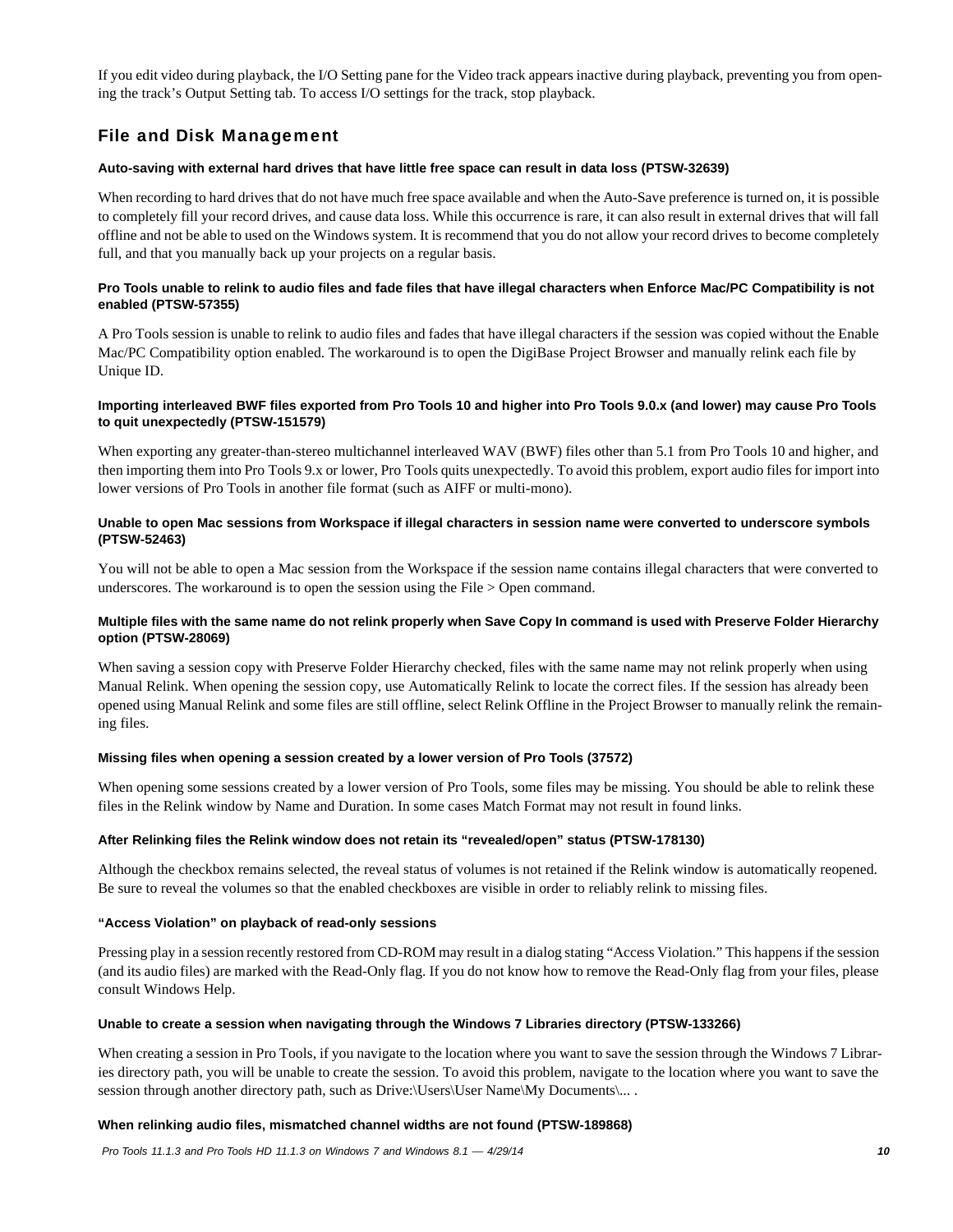If you edit video during playback, the I/O Setting pane for the Video track appears inactive during playback, preventing you from opening the track's Output Setting tab. To access I/O settings for the track, stop playback.

## File and Disk Management

#### Auto-saving with external hard drives that have little free space can result in data loss (PTSW-32639)

When recording to hard drives that do not have much free space available and when the Auto-Save preference is turned on, it is possible to completely fill your record drives, and cause data loss. While this occurrence is rare, it can also result in external drives that will fall offline and not be able to used on the Windows system. It is recommend that you do not allow your record drives to become completely full, and that you manually back up your projects on a regular basis.

#### Pro Tools unable to relink to audio files and fade files that have illegal characters when Enforce Mac/PC Compatibility is not enabled (PTSW-57355)

A Pro Tools session is unable to relink to audio files and fades that have illegal characters if the session was copied without the Enable Mac/PC Compatibility option enabled. The workaround is to open the DigiBase Project Browser and manually relink each file by Unique ID.

#### Importing interleaved BWF files exported from Pro Tools 10 and higher into Pro Tools 9.0.x (and lower) may cause Pro Tools to quit unexpectedly (PTSW-151579)

When exporting any greater-than-stereo multichannel interleaved WAV (BWF) files other than 5.1 from Pro Tools 10 and higher, and then importing them into Pro Tools 9.x or lower, Pro Tools quits unexpectedly. To avoid this problem, export audio files for import into lower versions of Pro Tools in another file format (such as AIFF or multi-mono).

#### Unable to open Mac sessions from Workspace if illegal characters in session name were converted to underscore symbols (PTSW-52463)

You will not be able to open a Mac session from the Workspace if the session name contains illegal characters that were converted to underscores. The workaround is to open the session using the File > Open command.

#### Multiple files with the same name do not relink properly when Save Copy In command is used with Preserve Folder Hierarchy option (PTSW-28069)

When saving a session copy with Preserve Folder Hierarchy checked, files with the same name may not relink properly when using Manual Relink. When opening the session copy, use Automatically Relink to locate the correct files. If the session has already been opened using Manual Relink and some files are still offline, select Relink Offline in the Project Browser to manually relink the remaining files.

#### Missing files when opening a session created by a lower version of Pro Tools (37572)

When opening some sessions created by a lower version of Pro Tools, some files may be missing. You should be able to relink these files in the Relink window by Name and Duration. In some cases Match Format may not result in found links.

#### After Relinking files the Relink window does not retain its "revealed/open" status (PTSW-178130)

Although the checkbox remains selected, the reveal status of volumes is not retained if the Relink window is automatically reopened. Be sure to reveal the volumes so that the enabled checkboxes are visible in order to reliably relink to missing files.

#### "Access Violation" on playback of read-only sessions

Pressing play in a session recently restored from CD-ROM may result in a dialog stating "Access Violation." This happens if the session (and its audio files) are marked with the Read-Only flag. If you do not know how to remove the Read-Only flag from your files, please consult Windows Help.

#### Unable to create a session when navigating through the Windows 7 Libraries directory (PTSW-133266)

When creating a session in Pro Tools, if you navigate to the location where you want to save the session through the Windows 7 Libraries directory path, you will be unable to create the session. To avoid this problem, navigate to the location where you want to save the session through another directory path, such as Drive:\Users\User Name\My Documents\... .

#### When relinking audio files, mismatched channel widths are not found (PTSW-189868)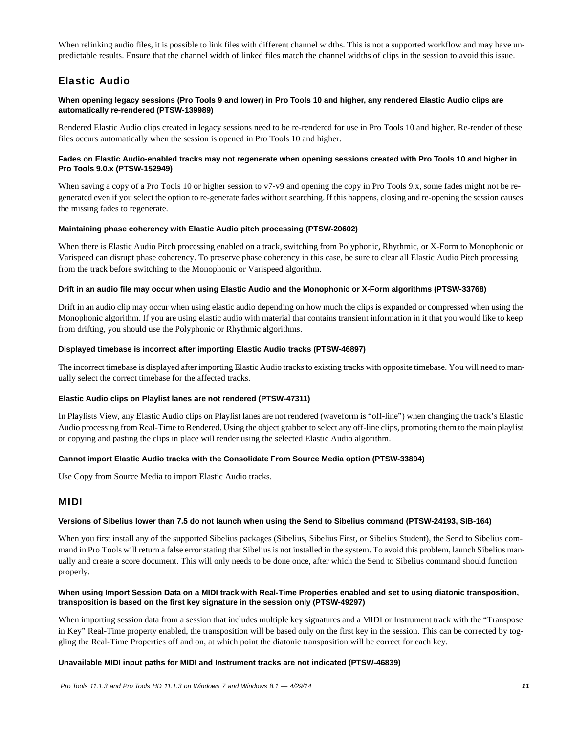When relinking audio files, it is possible to link files with different channel widths. This is not a supported workflow and may have unpredictable results. Ensure that the channel width of linked files match the channel widths of clips in the session to avoid this issue.

## Elastic Audio

#### When opening legacy sessions (Pro Tools 9 and lower) in Pro Tools 10 and higher, any rendered Elastic Audio clips are automatically re-rendered (PTSW-139989)

Rendered Elastic Audio clips created in legacy sessions need to be re-rendered for use in Pro Tools 10 and higher. Re-render of these files occurs automatically when the session is opened in Pro Tools 10 and higher.

#### Fades on Elastic Audio-enabled tracks may not regenerate when opening sessions created with Pro Tools 10 and higher in Pro Tools 9.0.x (PTSW-152949)

When saving a copy of a Pro Tools 10 or higher session to v7-v9 and opening the copy in Pro Tools 9.x, some fades might not be regenerated even if you select the option to re-generate fades without searching. If this happens, closing and re-opening the session causes the missing fades to regenerate.

#### Maintaining phase coherency with Elastic Audio pitch processing (PTSW-20602)

When there is Elastic Audio Pitch processing enabled on a track, switching from Polyphonic, Rhythmic, or X-Form to Monophonic or Varispeed can disrupt phase coherency. To preserve phase coherency in this case, be sure to clear all Elastic Audio Pitch processing from the track before switching to the Monophonic or Varispeed algorithm.

#### Drift in an audio file may occur when using Elastic Audio and the Monophonic or X-Form algorithms (PTSW-33768)

Drift in an audio clip may occur when using elastic audio depending on how much the clips is expanded or compressed when using the Monophonic algorithm. If you are using elastic audio with material that contains transient information in it that you would like to keep from drifting, you should use the Polyphonic or Rhythmic algorithms.

#### Displayed timebase is incorrect after importing Elastic Audio tracks (PTSW-46897)

The incorrect timebase is displayed after importing Elastic Audio tracks to existing tracks with opposite timebase. You will need to manually select the correct timebase for the affected tracks.

#### Elastic Audio clips on Playlist lanes are not rendered (PTSW-47311)

In Playlists View, any Elastic Audio clips on Playlist lanes are not rendered (waveform is “off-line”) when changing the track’s Elastic Audio processing from Real-Time to Rendered. Using the object grabber to select any off-line clips, promoting them to the main playlist or copying and pasting the clips in place will render using the selected Elastic Audio algorithm.

#### Cannot import Elastic Audio tracks with the Consolidate From Source Media option (PTSW-33894)

Use Copy from Source Media to import Elastic Audio tracks.

## MIDI

#### Versions of Sibelius lower than 7.5 do not launch when using the Send to Sibelius command (PTSW-24193, SIB-164)

When you first install any of the supported Sibelius packages (Sibelius, Sibelius First, or Sibelius Student), the Send to Sibelius command in Pro Tools will return a false error stating that Sibelius is not installed in the system. To avoid this problem, launch Sibelius manually and create a score document. This will only needs to be done once, after which the Send to Sibelius command should function properly.

#### When using Import Session Data on a MIDI track with Real-Time Properties enabled and set to using diatonic transposition, transposition is based on the first key signature in the session only (PTSW-49297)

When importing session data from a session that includes multiple key signatures and a MIDI or Instrument track with the “Transpose in Key” Real-Time property enabled, the transposition will be based only on the first key in the session. This can be corrected by toggling the Real-Time Properties off and on, at which point the diatonic transposition will be correct for each key.

#### Unavailable MIDI input paths for MIDI and Instrument tracks are not indicated (PTSW-46839)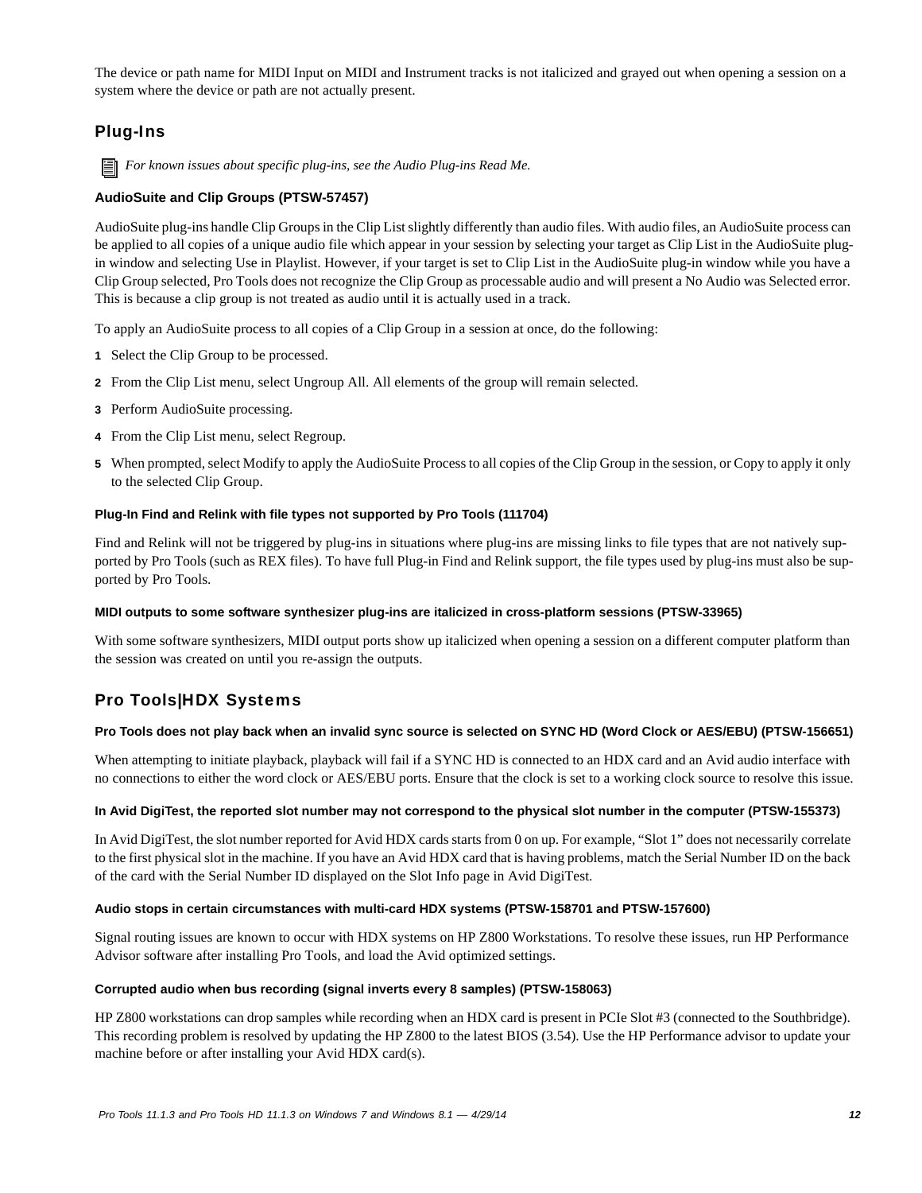The device or path name for MIDI Input on MIDI and Instrument tracks is not italicized and grayed out when opening a session on a system where the device or path are not actually present.

## Plug-Ins

*For known issues about specific plug-ins, see the Audio Plug-ins Read Me.*

#### AudioSuite and Clip Groups (PTSW-57457)

AudioSuite plug-ins handle Clip Groups in the Clip List slightly differently than audio files. With audio files, an AudioSuite process can be applied to all copies of a unique audio file which appear in your session by selecting your target as Clip List in the AudioSuite plug-in window and selecting Use in Playlist. However, if your target is set to Clip List in the AudioSuite plug-in window while you have a Clip Group selected, Pro Tools does not recognize the Clip Group as processable audio and will present a No Audio was Selected error. This is because a clip group is not treated as audio until it is actually used in a track.

To apply an AudioSuite process to all copies of a Clip Group in a session at once, do the following:

1. Select the Clip Group to be processed.
2. From the Clip List menu, select Ungroup All. All elements of the group will remain selected.
3. Perform AudioSuite processing.
4. From the Clip List menu, select Regroup.
5. When prompted, select Modify to apply the AudioSuite Process to all copies of the Clip Group in the session, or Copy to apply it only to the selected Clip Group.

#### Plug-In Find and Relink with file types not supported by Pro Tools (111704)

Find and Relink will not be triggered by plug-ins in situations where plug-ins are missing links to file types that are not natively supported by Pro Tools (such as REX files). To have full Plug-in Find and Relink support, the file types used by plug-ins must also be supported by Pro Tools.

#### MIDI outputs to some software synthesizer plug-ins are italicized in cross-platform sessions (PTSW-33965)

With some software synthesizers, MIDI output ports show up italicized when opening a session on a different computer platform than the session was created on until you re-assign the outputs.

## Pro Tools|HDX Systems

#### Pro Tools does not play back when an invalid sync source is selected on SYNC HD (Word Clock or AES/EBU) (PTSW-156651)

When attempting to initiate playback, playback will fail if a SYNC HD is connected to an HDX card and an Avid audio interface with no connections to either the word clock or AES/EBU ports. Ensure that the clock is set to a working clock source to resolve this issue.

#### In Avid DigiTest, the reported slot number may not correspond to the physical slot number in the computer (PTSW-155373)

In Avid DigiTest, the slot number reported for Avid HDX cards starts from 0 on up. For example, “Slot 1” does not necessarily correlate to the first physical slot in the machine. If you have an Avid HDX card that is having problems, match the Serial Number ID on the back of the card with the Serial Number ID displayed on the Slot Info page in Avid DigiTest.

#### Audio stops in certain circumstances with multi-card HDX systems (PTSW-158701 and PTSW-157600)

Signal routing issues are known to occur with HDX systems on HP Z800 Workstations. To resolve these issues, run HP Performance Advisor software after installing Pro Tools, and load the Avid optimized settings.

#### Corrupted audio when bus recording (signal inverts every 8 samples) (PTSW-158063)

HP Z800 workstations can drop samples while recording when an HDX card is present in PCIe Slot #3 (connected to the Southbridge). This recording problem is resolved by updating the HP Z800 to the latest BIOS (3.54). Use the HP Performance advisor to update your machine before or after installing your Avid HDX card(s).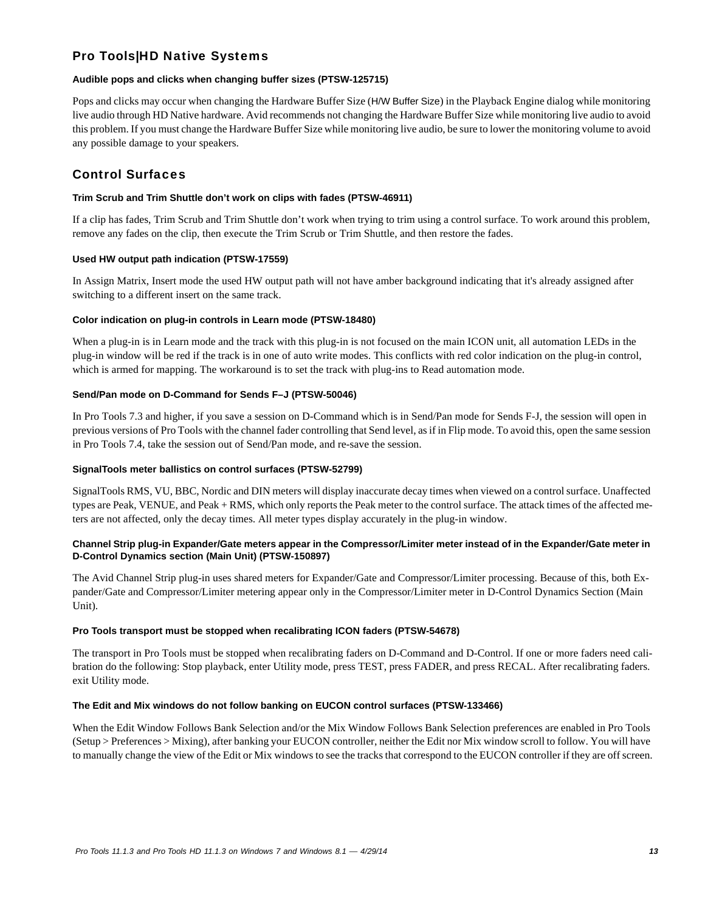## Pro Tools|HD Native Systems

#### Audible pops and clicks when changing buffer sizes (PTSW-125715)

Pops and clicks may occur when changing the Hardware Buffer Size (H/W Buffer Size) in the Playback Engine dialog while monitoring live audio through HD Native hardware. Avid recommends not changing the Hardware Buffer Size while monitoring live audio to avoid this problem. If you must change the Hardware Buffer Size while monitoring live audio, be sure to lower the monitoring volume to avoid any possible damage to your speakers.

## Control Surfaces

#### Trim Scrub and Trim Shuttle don't work on clips with fades (PTSW-46911)

If a clip has fades, Trim Scrub and Trim Shuttle don't work when trying to trim using a control surface. To work around this problem, remove any fades on the clip, then execute the Trim Scrub or Trim Shuttle, and then restore the fades.

#### Used HW output path indication (PTSW-17559)

In Assign Matrix, Insert mode the used HW output path will not have amber background indicating that it's already assigned after switching to a different insert on the same track.

#### Color indication on plug-in controls in Learn mode (PTSW-18480)

When a plug-in is in Learn mode and the track with this plug-in is not focused on the main ICON unit, all automation LEDs in the plug-in window will be red if the track is in one of auto write modes. This conflicts with red color indication on the plug-in control, which is armed for mapping. The workaround is to set the track with plug-ins to Read automation mode.

#### Send/Pan mode on D-Command for Sends F–J (PTSW-50046)

In Pro Tools 7.3 and higher, if you save a session on D-Command which is in Send/Pan mode for Sends F-J, the session will open in previous versions of Pro Tools with the channel fader controlling that Send level, as if in Flip mode. To avoid this, open the same session in Pro Tools 7.4, take the session out of Send/Pan mode, and re-save the session.

#### SignalTools meter ballistics on control surfaces (PTSW-52799)

SignalTools RMS, VU, BBC, Nordic and DIN meters will display inaccurate decay times when viewed on a control surface. Unaffected types are Peak, VENUE, and Peak + RMS, which only reports the Peak meter to the control surface. The attack times of the affected meters are not affected, only the decay times. All meter types display accurately in the plug-in window.

#### Channel Strip plug-in Expander/Gate meters appear in the Compressor/Limiter meter instead of in the Expander/Gate meter in D-Control Dynamics section (Main Unit) (PTSW-150897)

The Avid Channel Strip plug-in uses shared meters for Expander/Gate and Compressor/Limiter processing. Because of this, both Expander/Gate and Compressor/Limiter metering appear only in the Compressor/Limiter meter in D-Control Dynamics Section (Main Unit).

#### Pro Tools transport must be stopped when recalibrating ICON faders (PTSW-54678)

The transport in Pro Tools must be stopped when recalibrating faders on D-Command and D-Control. If one or more faders need calibration do the following: Stop playback, enter Utility mode, press TEST, press FADER, and press RECAL. After recalibrating faders. exit Utility mode.

#### The Edit and Mix windows do not follow banking on EUCON control surfaces (PTSW-133466)

When the Edit Window Follows Bank Selection and/or the Mix Window Follows Bank Selection preferences are enabled in Pro Tools (Setup > Preferences > Mixing), after banking your EUCON controller, neither the Edit nor Mix window scroll to follow. You will have to manually change the view of the Edit or Mix windows to see the tracks that correspond to the EUCON controller if they are off screen.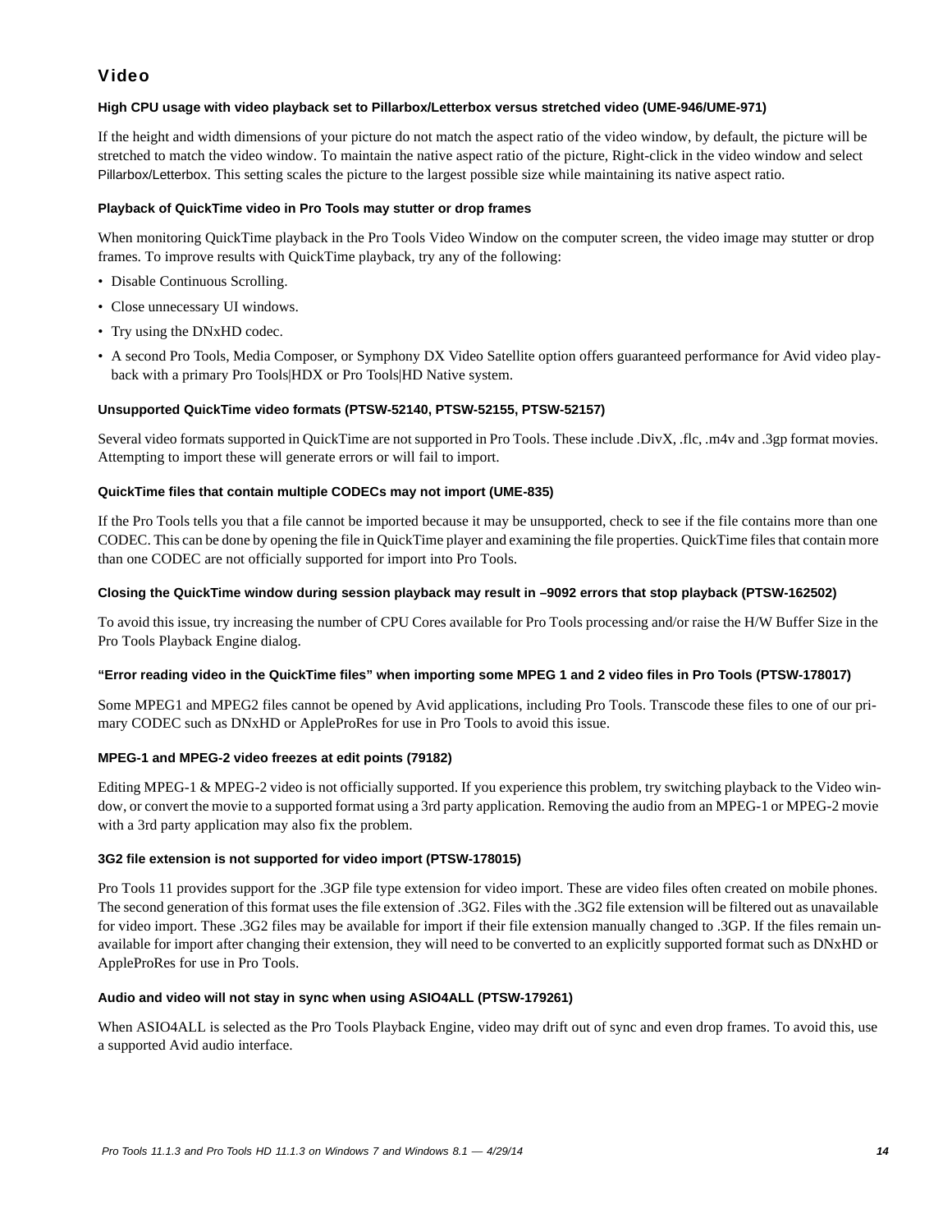## Video

#### High CPU usage with video playback set to Pillarbox/Letterbox versus stretched video (UME-946/UME-971)

If the height and width dimensions of your picture do not match the aspect ratio of the video window, by default, the picture will be stretched to match the video window. To maintain the native aspect ratio of the picture, Right-click in the video window and select Pillarbox/Letterbox. This setting scales the picture to the largest possible size while maintaining its native aspect ratio.

#### Playback of QuickTime video in Pro Tools may stutter or drop frames

When monitoring QuickTime playback in the Pro Tools Video Window on the computer screen, the video image may stutter or drop frames. To improve results with QuickTime playback, try any of the following:

- Disable Continuous Scrolling.
- Close unnecessary UI windows.
- Try using the DNxHD codec.
- A second Pro Tools, Media Composer, or Symphony DX Video Satellite option offers guaranteed performance for Avid video playback with a primary Pro Tools|HDX or Pro Tools|HD Native system.

#### Unsupported QuickTime video formats (PTSW-52140, PTSW-52155, PTSW-52157)

Several video formats supported in QuickTime are not supported in Pro Tools. These include .DivX, .flc, .m4v and .3gp format movies. Attempting to import these will generate errors or will fail to import.

#### QuickTime files that contain multiple CODECs may not import (UME-835)

If the Pro Tools tells you that a file cannot be imported because it may be unsupported, check to see if the file contains more than one CODEC. This can be done by opening the file in QuickTime player and examining the file properties. QuickTime files that contain more than one CODEC are not officially supported for import into Pro Tools.

#### Closing the QuickTime window during session playback may result in –9092 errors that stop playback (PTSW-162502)

To avoid this issue, try increasing the number of CPU Cores available for Pro Tools processing and/or raise the H/W Buffer Size in the Pro Tools Playback Engine dialog.

#### “Error reading video in the QuickTime files” when importing some MPEG 1 and 2 video files in Pro Tools (PTSW-178017)

Some MPEG1 and MPEG2 files cannot be opened by Avid applications, including Pro Tools. Transcode these files to one of our primary CODEC such as DNxHD or AppleProRes for use in Pro Tools to avoid this issue.

#### MPEG-1 and MPEG-2 video freezes at edit points (79182)

Editing MPEG-1 & MPEG-2 video is not officially supported. If you experience this problem, try switching playback to the Video window, or convert the movie to a supported format using a 3rd party application. Removing the audio from an MPEG-1 or MPEG-2 movie with a 3rd party application may also fix the problem.

#### 3G2 file extension is not supported for video import (PTSW-178015)

Pro Tools 11 provides support for the .3GP file type extension for video import. These are video files often created on mobile phones. The second generation of this format uses the file extension of .3G2. Files with the .3G2 file extension will be filtered out as unavailable for video import. These .3G2 files may be available for import if their file extension manually changed to .3GP. If the files remain unavailable for import after changing their extension, they will need to be converted to an explicitly supported format such as DNxHD or AppleProRes for use in Pro Tools.

#### Audio and video will not stay in sync when using ASIO4ALL (PTSW-179261)

When ASIO4ALL is selected as the Pro Tools Playback Engine, video may drift out of sync and even drop frames. To avoid this, use a supported Avid audio interface.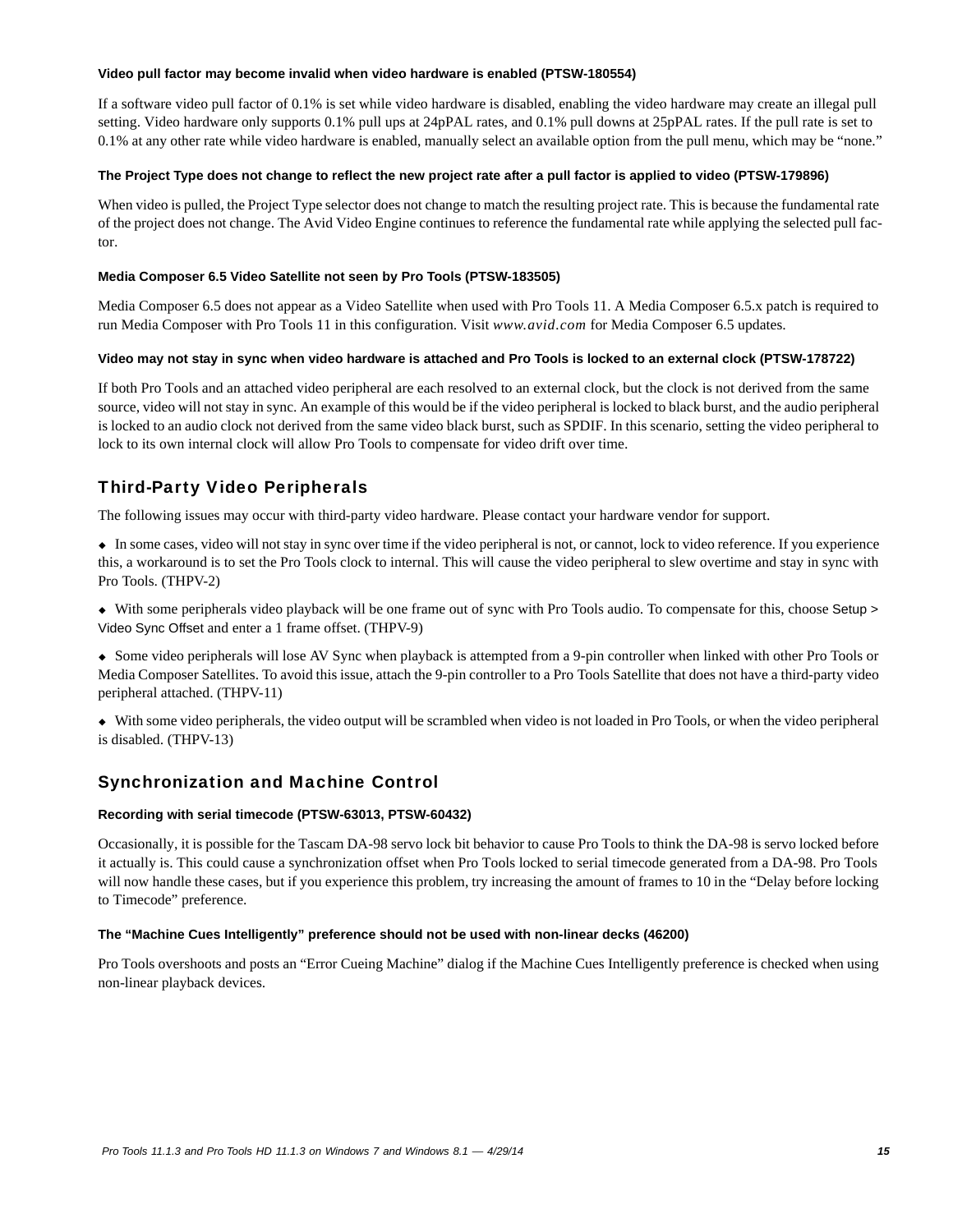#### Video pull factor may become invalid when video hardware is enabled (PTSW-180554)

If a software video pull factor of 0.1% is set while video hardware is disabled, enabling the video hardware may create an illegal pull setting. Video hardware only supports 0.1% pull ups at 24pPAL rates, and 0.1% pull downs at 25pPAL rates. If the pull rate is set to 0.1% at any other rate while video hardware is enabled, manually select an available option from the pull menu, which may be “none.”

#### The Project Type does not change to reflect the new project rate after a pull factor is applied to video (PTSW-179896)

When video is pulled, the Project Type selector does not change to match the resulting project rate. This is because the fundamental rate of the project does not change. The Avid Video Engine continues to reference the fundamental rate while applying the selected pull factor.

#### Media Composer 6.5 Video Satellite not seen by Pro Tools (PTSW-183505)

Media Composer 6.5 does not appear as a Video Satellite when used with Pro Tools 11. A Media Composer 6.5.x patch is required to run Media Composer with Pro Tools 11 in this configuration. Visit *www.avid.com* for Media Composer 6.5 updates.

#### Video may not stay in sync when video hardware is attached and Pro Tools is locked to an external clock (PTSW-178722)

If both Pro Tools and an attached video peripheral are each resolved to an external clock, but the clock is not derived from the same source, video will not stay in sync. An example of this would be if the video peripheral is locked to black burst, and the audio peripheral is locked to an audio clock not derived from the same video black burst, such as SPDIF. In this scenario, setting the video peripheral to lock to its own internal clock will allow Pro Tools to compensate for video drift over time.

## Third-Party Video Peripherals

The following issues may occur with third-party video hardware. Please contact your hardware vendor for support.

- In some cases, video will not stay in sync over time if the video peripheral is not, or cannot, lock to video reference. If you experience this, a workaround is to set the Pro Tools clock to internal. This will cause the video peripheral to slew overtime and stay in sync with Pro Tools. (THPV-2)
- With some peripherals video playback will be one frame out of sync with Pro Tools audio. To compensate for this, choose Setup > Video Sync Offset and enter a 1 frame offset. (THPV-9)
- Some video peripherals will lose AV Sync when playback is attempted from a 9-pin controller when linked with other Pro Tools or Media Composer Satellites. To avoid this issue, attach the 9-pin controller to a Pro Tools Satellite that does not have a third-party video peripheral attached. (THPV-11)
- With some video peripherals, the video output will be scrambled when video is not loaded in Pro Tools, or when the video peripheral is disabled. (THPV-13)

## Synchronization and Machine Control

#### Recording with serial timecode (PTSW-63013, PTSW-60432)

Occasionally, it is possible for the Tascam DA-98 servo lock bit behavior to cause Pro Tools to think the DA-98 is servo locked before it actually is. This could cause a synchronization offset when Pro Tools locked to serial timecode generated from a DA-98. Pro Tools will now handle these cases, but if you experience this problem, try increasing the amount of frames to 10 in the “Delay before locking to Timecode” preference.

#### The “Machine Cues Intelligently” preference should not be used with non-linear decks (46200)

Pro Tools overshoots and posts an “Error Cueing Machine” dialog if the Machine Cues Intelligently preference is checked when using non-linear playback devices.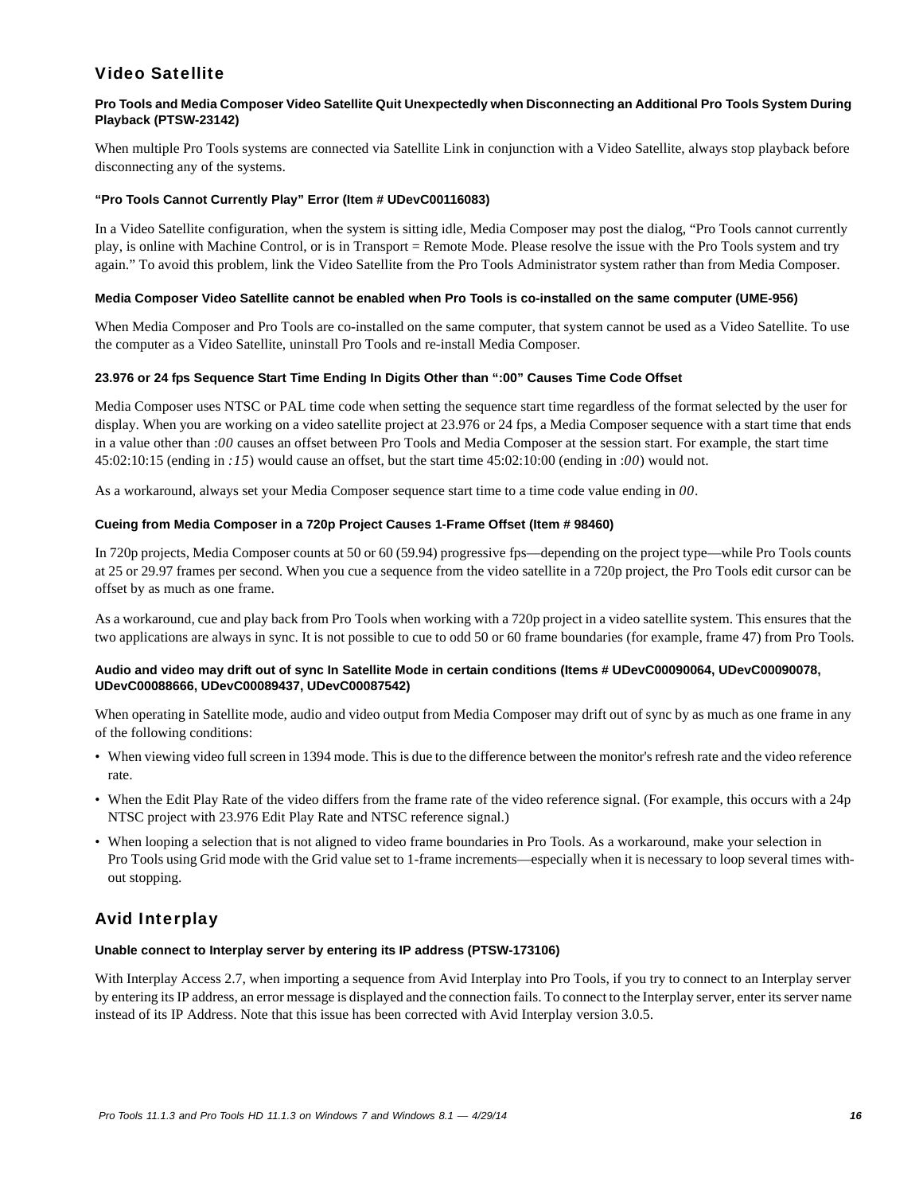## Video Satellite

#### Pro Tools and Media Composer Video Satellite Quit Unexpectedly when Disconnecting an Additional Pro Tools System During Playback (PTSW-23142)

When multiple Pro Tools systems are connected via Satellite Link in conjunction with a Video Satellite, always stop playback before disconnecting any of the systems.

#### “Pro Tools Cannot Currently Play” Error (Item # UDevC00116083)

In a Video Satellite configuration, when the system is sitting idle, Media Composer may post the dialog, “Pro Tools cannot currently play, is online with Machine Control, or is in Transport = Remote Mode. Please resolve the issue with the Pro Tools system and try again.” To avoid this problem, link the Video Satellite from the Pro Tools Administrator system rather than from Media Composer.

#### Media Composer Video Satellite cannot be enabled when Pro Tools is co-installed on the same computer (UME-956)

When Media Composer and Pro Tools are co-installed on the same computer, that system cannot be used as a Video Satellite. To use the computer as a Video Satellite, uninstall Pro Tools and re-install Media Composer.

#### 23.976 or 24 fps Sequence Start Time Ending In Digits Other than “:00” Causes Time Code Offset

Media Composer uses NTSC or PAL time code when setting the sequence start time regardless of the format selected by the user for display. When you are working on a video satellite project at 23.976 or 24 fps, a Media Composer sequence with a start time that ends in a value other than *:00* causes an offset between Pro Tools and Media Composer at the session start. For example, the start time 45:02:10:15 (ending in *:15*) would cause an offset, but the start time 45:02:10:00 (ending in *:00*) would not.

As a workaround, always set your Media Composer sequence start time to a time code value ending in *00*.

#### Cueing from Media Composer in a 720p Project Causes 1-Frame Offset (Item # 98460)

In 720p projects, Media Composer counts at 50 or 60 (59.94) progressive fps—depending on the project type—while Pro Tools counts at 25 or 29.97 frames per second. When you cue a sequence from the video satellite in a 720p project, the Pro Tools edit cursor can be offset by as much as one frame.

As a workaround, cue and play back from Pro Tools when working with a 720p project in a video satellite system. This ensures that the two applications are always in sync. It is not possible to cue to odd 50 or 60 frame boundaries (for example, frame 47) from Pro Tools.

#### Audio and video may drift out of sync In Satellite Mode in certain conditions (Items # UDevC00090064, UDevC00090078, UDevC00088666, UDevC00089437, UDevC00087542)

When operating in Satellite mode, audio and video output from Media Composer may drift out of sync by as much as one frame in any of the following conditions:

- When viewing video full screen in 1394 mode. This is due to the difference between the monitor's refresh rate and the video reference rate.
- When the Edit Play Rate of the video differs from the frame rate of the video reference signal. (For example, this occurs with a 24p NTSC project with 23.976 Edit Play Rate and NTSC reference signal.)
- When looping a selection that is not aligned to video frame boundaries in Pro Tools. As a workaround, make your selection in Pro Tools using Grid mode with the Grid value set to 1-frame increments—especially when it is necessary to loop several times without stopping.

## Avid Interplay

#### Unable connect to Interplay server by entering its IP address (PTSW-173106)

With Interplay Access 2.7, when importing a sequence from Avid Interplay into Pro Tools, if you try to connect to an Interplay server by entering its IP address, an error message is displayed and the connection fails. To connect to the Interplay server, enter its server name instead of its IP Address. Note that this issue has been corrected with Avid Interplay version 3.0.5.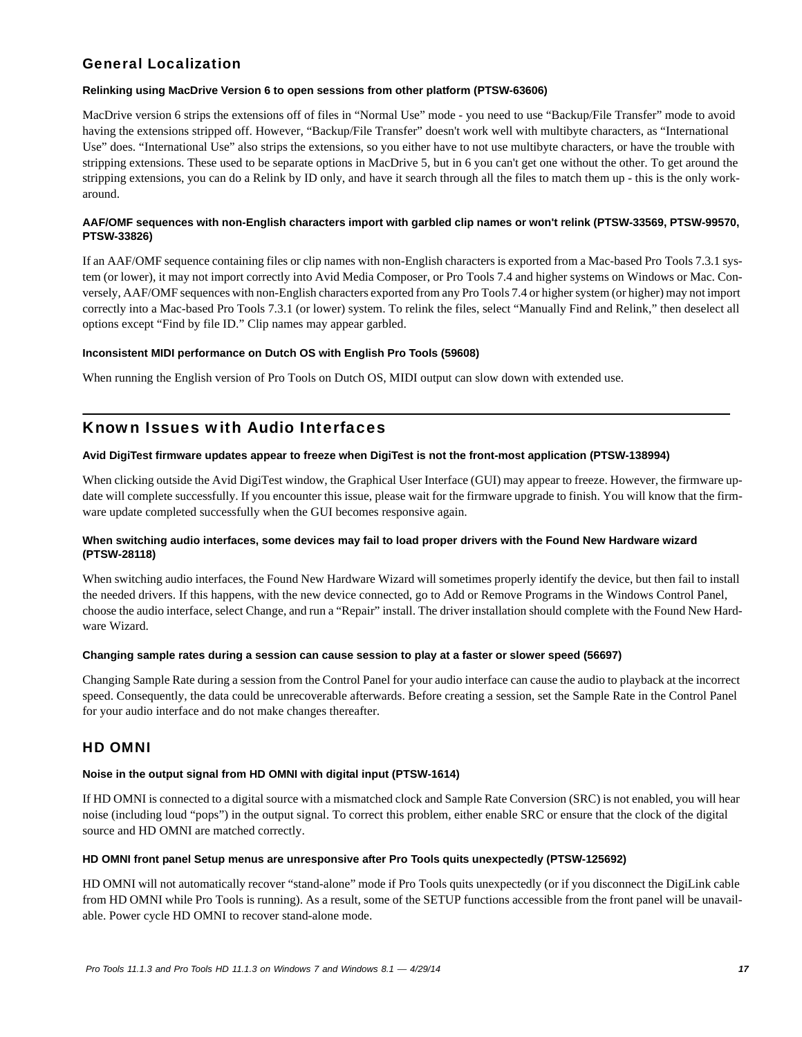### General Localization

#### Relinking using MacDrive Version 6 to open sessions from other platform (PTSW-63606)

MacDrive version 6 strips the extensions off of files in "Normal Use" mode - you need to use "Backup/File Transfer" mode to avoid having the extensions stripped off. However, "Backup/File Transfer" doesn't work well with multibyte characters, as "International Use" does. "International Use" also strips the extensions, so you either have to not use multibyte characters, or have the trouble with stripping extensions. These used to be separate options in MacDrive 5, but in 6 you can't get one without the other. To get around the stripping extensions, you can do a Relink by ID only, and have it search through all the files to match them up - this is the only work-around.

#### AAF/OMF sequences with non-English characters import with garbled clip names or won't relink (PTSW-33569, PTSW-99570, PTSW-33826)

If an AAF/OMF sequence containing files or clip names with non-English characters is exported from a Mac-based Pro Tools 7.3.1 system (or lower), it may not import correctly into Avid Media Composer, or Pro Tools 7.4 and higher systems on Windows or Mac. Conversely, AAF/OMF sequences with non-English characters exported from any Pro Tools 7.4 or higher system (or higher) may not import correctly into a Mac-based Pro Tools 7.3.1 (or lower) system. To relink the files, select "Manually Find and Relink," then deselect all options except "Find by file ID." Clip names may appear garbled.

#### Inconsistent MIDI performance on Dutch OS with English Pro Tools (59608)

When running the English version of Pro Tools on Dutch OS, MIDI output can slow down with extended use.

## Known Issues with Audio Interfaces

#### Avid DigiTest firmware updates appear to freeze when DigiTest is not the front-most application (PTSW-138994)

When clicking outside the Avid DigiTest window, the Graphical User Interface (GUI) may appear to freeze. However, the firmware update will complete successfully. If you encounter this issue, please wait for the firmware upgrade to finish. You will know that the firmware update completed successfully when the GUI becomes responsive again.

#### When switching audio interfaces, some devices may fail to load proper drivers with the Found New Hardware wizard (PTSW-28118)

When switching audio interfaces, the Found New Hardware Wizard will sometimes properly identify the device, but then fail to install the needed drivers. If this happens, with the new device connected, go to Add or Remove Programs in the Windows Control Panel, choose the audio interface, select Change, and run a "Repair" install. The driver installation should complete with the Found New Hardware Wizard.

#### Changing sample rates during a session can cause session to play at a faster or slower speed (56697)

Changing Sample Rate during a session from the Control Panel for your audio interface can cause the audio to playback at the incorrect speed. Consequently, the data could be unrecoverable afterwards. Before creating a session, set the Sample Rate in the Control Panel for your audio interface and do not make changes thereafter.

### HD OMNI

#### Noise in the output signal from HD OMNI with digital input (PTSW-1614)

If HD OMNI is connected to a digital source with a mismatched clock and Sample Rate Conversion (SRC) is not enabled, you will hear noise (including loud "pops") in the output signal. To correct this problem, either enable SRC or ensure that the clock of the digital source and HD OMNI are matched correctly.

#### HD OMNI front panel Setup menus are unresponsive after Pro Tools quits unexpectedly (PTSW-125692)

HD OMNI will not automatically recover "stand-alone" mode if Pro Tools quits unexpectedly (or if you disconnect the DigiLink cable from HD OMNI while Pro Tools is running). As a result, some of the SETUP functions accessible from the front panel will be unavailable. Power cycle HD OMNI to recover stand-alone mode.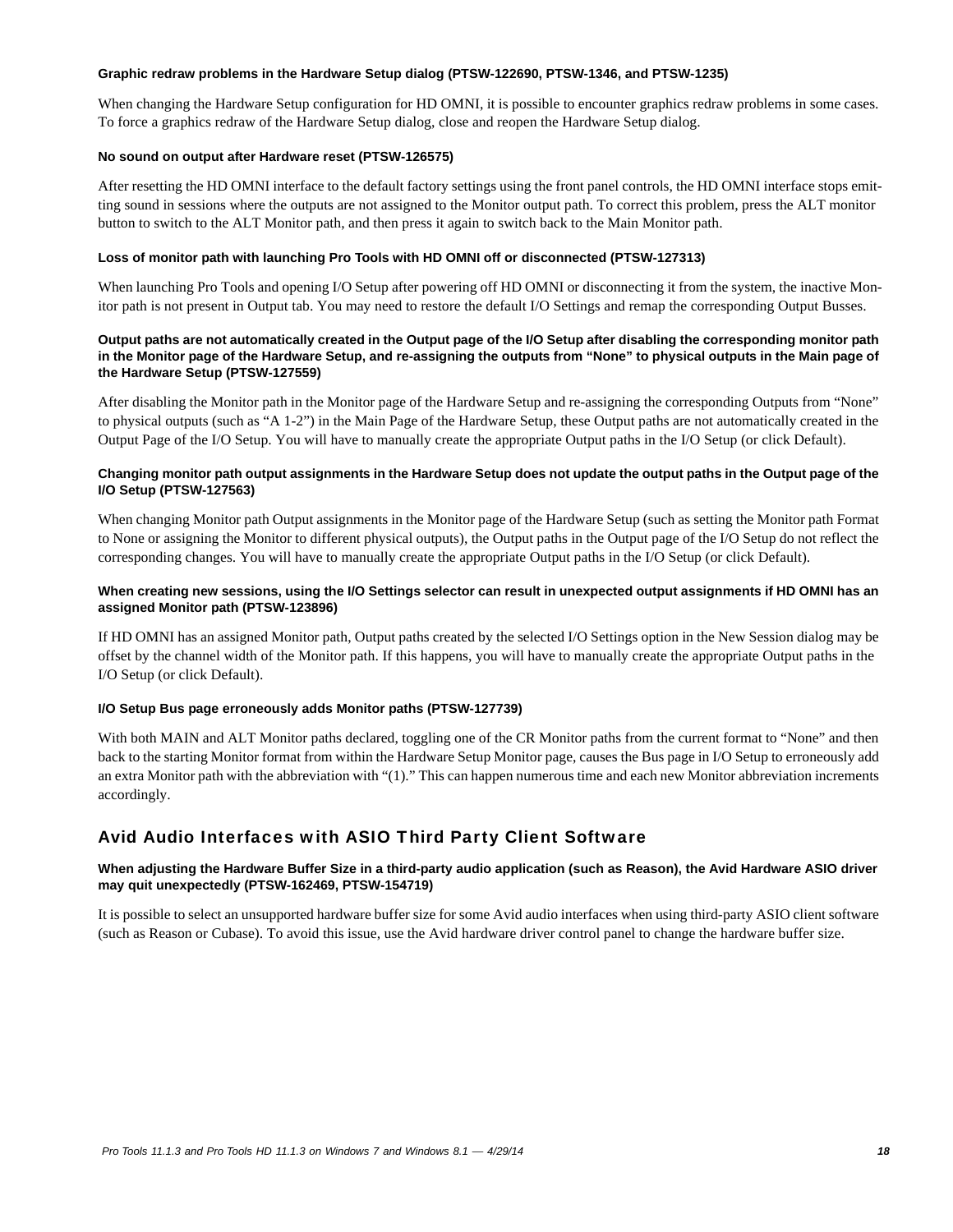#### Graphic redraw problems in the Hardware Setup dialog (PTSW-122690, PTSW-1346, and PTSW-1235)

When changing the Hardware Setup configuration for HD OMNI, it is possible to encounter graphics redraw problems in some cases. To force a graphics redraw of the Hardware Setup dialog, close and reopen the Hardware Setup dialog.

#### No sound on output after Hardware reset (PTSW-126575)

After resetting the HD OMNI interface to the default factory settings using the front panel controls, the HD OMNI interface stops emitting sound in sessions where the outputs are not assigned to the Monitor output path. To correct this problem, press the ALT monitor button to switch to the ALT Monitor path, and then press it again to switch back to the Main Monitor path.

#### Loss of monitor path with launching Pro Tools with HD OMNI off or disconnected (PTSW-127313)

When launching Pro Tools and opening I/O Setup after powering off HD OMNI or disconnecting it from the system, the inactive Monitor path is not present in Output tab. You may need to restore the default I/O Settings and remap the corresponding Output Busses.

#### Output paths are not automatically created in the Output page of the I/O Setup after disabling the corresponding monitor path in the Monitor page of the Hardware Setup, and re-assigning the outputs from “None” to physical outputs in the Main page of the Hardware Setup (PTSW-127559)

After disabling the Monitor path in the Monitor page of the Hardware Setup and re-assigning the corresponding Outputs from “None” to physical outputs (such as “A 1-2”) in the Main Page of the Hardware Setup, these Output paths are not automatically created in the Output Page of the I/O Setup. You will have to manually create the appropriate Output paths in the I/O Setup (or click Default).

#### Changing monitor path output assignments in the Hardware Setup does not update the output paths in the Output page of the I/O Setup (PTSW-127563)

When changing Monitor path Output assignments in the Monitor page of the Hardware Setup (such as setting the Monitor path Format to None or assigning the Monitor to different physical outputs), the Output paths in the Output page of the I/O Setup do not reflect the corresponding changes. You will have to manually create the appropriate Output paths in the I/O Setup (or click Default).

#### When creating new sessions, using the I/O Settings selector can result in unexpected output assignments if HD OMNI has an assigned Monitor path (PTSW-123896)

If HD OMNI has an assigned Monitor path, Output paths created by the selected I/O Settings option in the New Session dialog may be offset by the channel width of the Monitor path. If this happens, you will have to manually create the appropriate Output paths in the I/O Setup (or click Default).

#### I/O Setup Bus page erroneously adds Monitor paths (PTSW-127739)

With both MAIN and ALT Monitor paths declared, toggling one of the CR Monitor paths from the current format to “None” and then back to the starting Monitor format from within the Hardware Setup Monitor page, causes the Bus page in I/O Setup to erroneously add an extra Monitor path with the abbreviation with “(1).” This can happen numerous time and each new Monitor abbreviation increments accordingly.

## Avid Audio Interfaces with ASIO Third Party Client Software

#### When adjusting the Hardware Buffer Size in a third-party audio application (such as Reason), the Avid Hardware ASIO driver may quit unexpectedly (PTSW-162469, PTSW-154719)

It is possible to select an unsupported hardware buffer size for some Avid audio interfaces when using third-party ASIO client software (such as Reason or Cubase). To avoid this issue, use the Avid hardware driver control panel to change the hardware buffer size.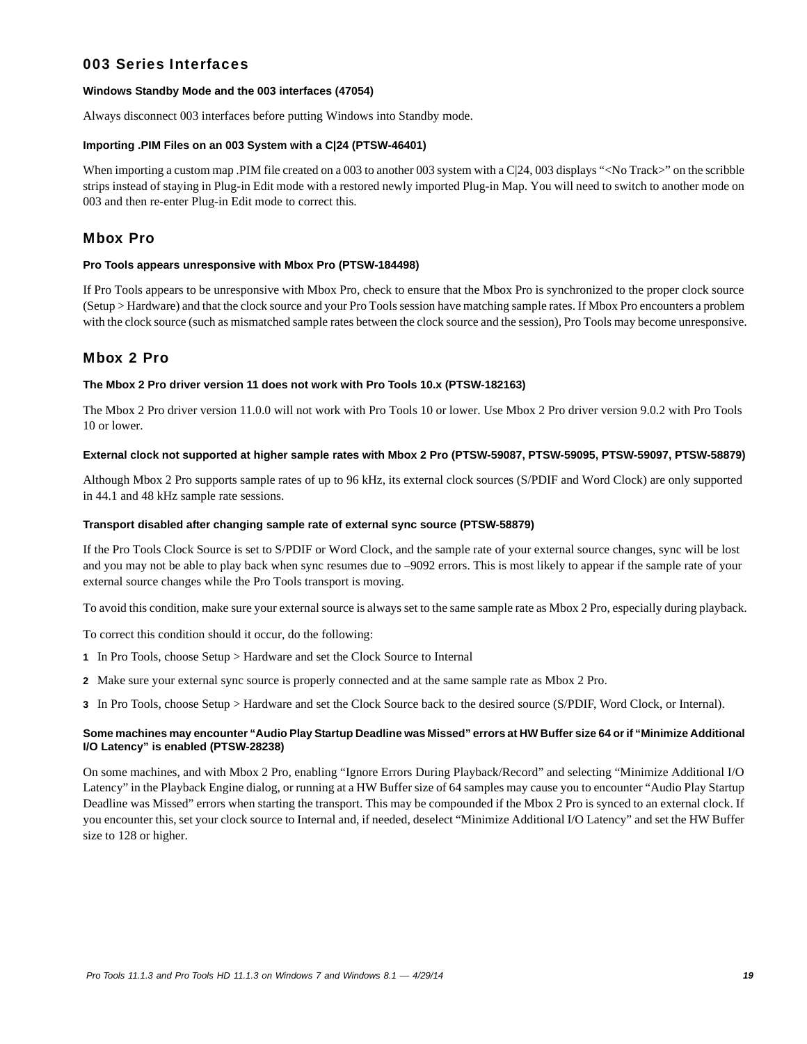## 003 Series Interfaces

#### Windows Standby Mode and the 003 interfaces (47054)

Always disconnect 003 interfaces before putting Windows into Standby mode.

#### Importing .PIM Files on an 003 System with a C|24 (PTSW-46401)

When importing a custom map .PIM file created on a 003 to another 003 system with a C|24, 003 displays “<No Track>” on the scribble strips instead of staying in Plug-in Edit mode with a restored newly imported Plug-in Map. You will need to switch to another mode on 003 and then re-enter Plug-in Edit mode to correct this.

## Mbox Pro

#### Pro Tools appears unresponsive with Mbox Pro (PTSW-184498)

If Pro Tools appears to be unresponsive with Mbox Pro, check to ensure that the Mbox Pro is synchronized to the proper clock source (Setup > Hardware) and that the clock source and your Pro Tools session have matching sample rates. If Mbox Pro encounters a problem with the clock source (such as mismatched sample rates between the clock source and the session), Pro Tools may become unresponsive.

## Mbox 2 Pro

#### The Mbox 2 Pro driver version 11 does not work with Pro Tools 10.x (PTSW-182163)

The Mbox 2 Pro driver version 11.0.0 will not work with Pro Tools 10 or lower. Use Mbox 2 Pro driver version 9.0.2 with Pro Tools 10 or lower.

#### External clock not supported at higher sample rates with Mbox 2 Pro (PTSW-59087, PTSW-59095, PTSW-59097, PTSW-58879)

Although Mbox 2 Pro supports sample rates of up to 96 kHz, its external clock sources (S/PDIF and Word Clock) are only supported in 44.1 and 48 kHz sample rate sessions.

#### Transport disabled after changing sample rate of external sync source (PTSW-58879)

If the Pro Tools Clock Source is set to S/PDIF or Word Clock, and the sample rate of your external source changes, sync will be lost and you may not be able to play back when sync resumes due to –9092 errors. This is most likely to appear if the sample rate of your external source changes while the Pro Tools transport is moving.

To avoid this condition, make sure your external source is always set to the same sample rate as Mbox 2 Pro, especially during playback.

To correct this condition should it occur, do the following:

1. In Pro Tools, choose Setup > Hardware and set the Clock Source to Internal
2. Make sure your external sync source is properly connected and at the same sample rate as Mbox 2 Pro.
3. In Pro Tools, choose Setup > Hardware and set the Clock Source back to the desired source (S/PDIF, Word Clock, or Internal).

#### Some machines may encounter “Audio Play Startup Deadline was Missed” errors at HW Buffer size 64 or if “Minimize Additional I/O Latency” is enabled (PTSW-28238)

On some machines, and with Mbox 2 Pro, enabling “Ignore Errors During Playback/Record” and selecting “Minimize Additional I/O Latency” in the Playback Engine dialog, or running at a HW Buffer size of 64 samples may cause you to encounter “Audio Play Startup Deadline was Missed” errors when starting the transport. This may be compounded if the Mbox 2 Pro is synced to an external clock. If you encounter this, set your clock source to Internal and, if needed, deselect “Minimize Additional I/O Latency” and set the HW Buffer size to 128 or higher.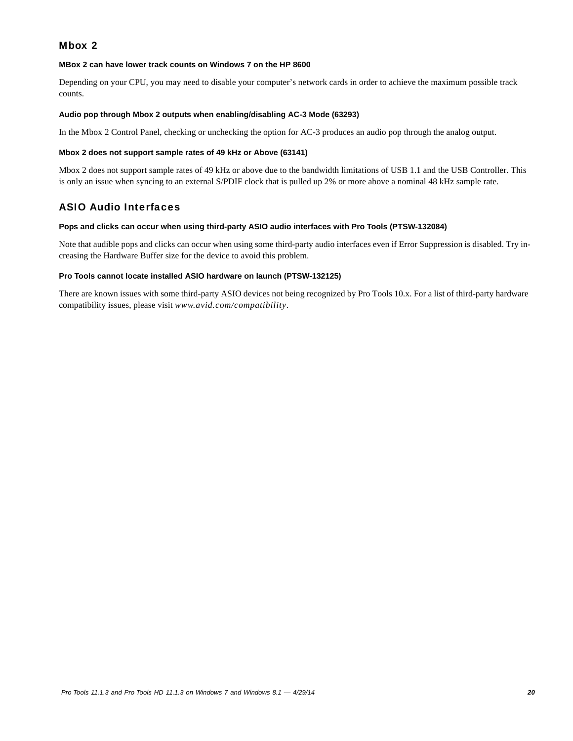## Mbox 2

#### MBox 2 can have lower track counts on Windows 7 on the HP 8600

Depending on your CPU, you may need to disable your computer's network cards in order to achieve the maximum possible track counts.

#### Audio pop through Mbox 2 outputs when enabling/disabling AC-3 Mode (63293)

In the Mbox 2 Control Panel, checking or unchecking the option for AC-3 produces an audio pop through the analog output.

#### Mbox 2 does not support sample rates of 49 kHz or Above (63141)

Mbox 2 does not support sample rates of 49 kHz or above due to the bandwidth limitations of USB 1.1 and the USB Controller. This is only an issue when syncing to an external S/PDIF clock that is pulled up 2% or more above a nominal 48 kHz sample rate.

## ASIO Audio Interfaces

#### Pops and clicks can occur when using third-party ASIO audio interfaces with Pro Tools (PTSW-132084)

Note that audible pops and clicks can occur when using some third-party audio interfaces even if Error Suppression is disabled. Try increasing the Hardware Buffer size for the device to avoid this problem.

#### Pro Tools cannot locate installed ASIO hardware on launch (PTSW-132125)

There are known issues with some third-party ASIO devices not being recognized by Pro Tools 10.x. For a list of third-party hardware compatibility issues, please visit *www.avid.com/compatibility*.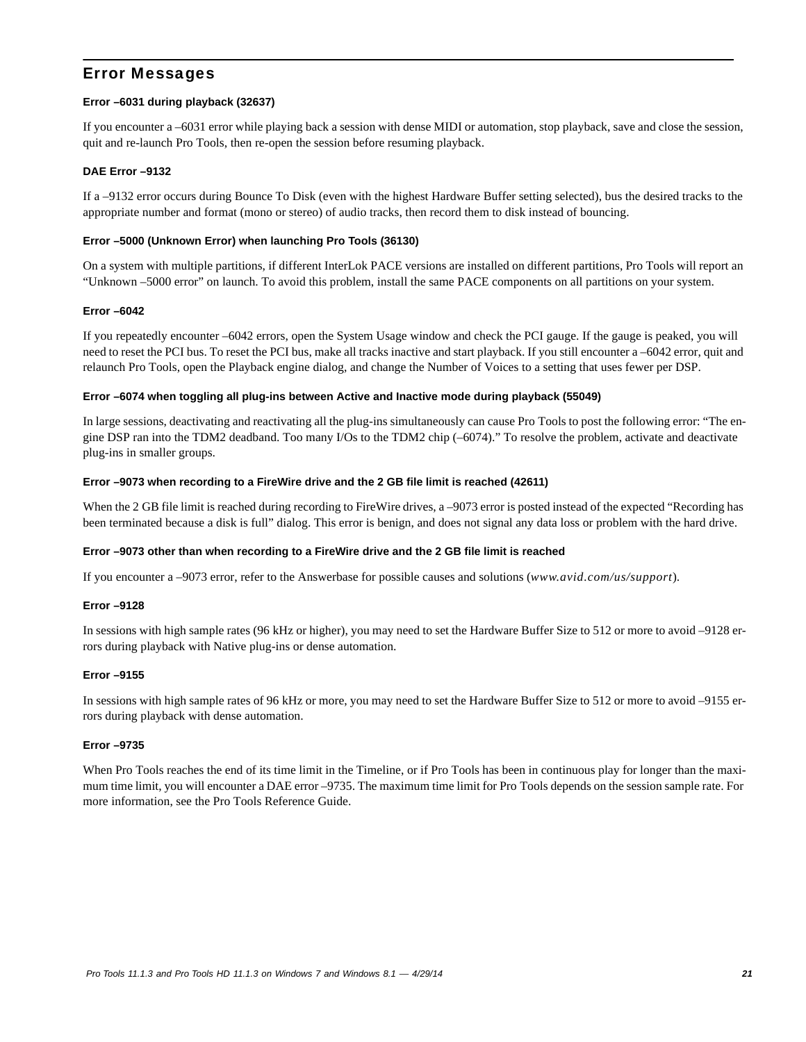## Error Messages

#### Error –6031 during playback (32637)

If you encounter a –6031 error while playing back a session with dense MIDI or automation, stop playback, save and close the session, quit and re-launch Pro Tools, then re-open the session before resuming playback.

#### DAE Error –9132

If a –9132 error occurs during Bounce To Disk (even with the highest Hardware Buffer setting selected), bus the desired tracks to the appropriate number and format (mono or stereo) of audio tracks, then record them to disk instead of bouncing.

#### Error –5000 (Unknown Error) when launching Pro Tools (36130)

On a system with multiple partitions, if different InterLok PACE versions are installed on different partitions, Pro Tools will report an "Unknown –5000 error" on launch. To avoid this problem, install the same PACE components on all partitions on your system.

#### Error –6042

If you repeatedly encounter –6042 errors, open the System Usage window and check the PCI gauge. If the gauge is peaked, you will need to reset the PCI bus. To reset the PCI bus, make all tracks inactive and start playback. If you still encounter a –6042 error, quit and relaunch Pro Tools, open the Playback engine dialog, and change the Number of Voices to a setting that uses fewer per DSP.

#### Error –6074 when toggling all plug-ins between Active and Inactive mode during playback (55049)

In large sessions, deactivating and reactivating all the plug-ins simultaneously can cause Pro Tools to post the following error: "The engine DSP ran into the TDM2 deadband. Too many I/Os to the TDM2 chip (–6074)." To resolve the problem, activate and deactivate plug-ins in smaller groups.

#### Error –9073 when recording to a FireWire drive and the 2 GB file limit is reached (42611)

When the 2 GB file limit is reached during recording to FireWire drives, a –9073 error is posted instead of the expected "Recording has been terminated because a disk is full" dialog. This error is benign, and does not signal any data loss or problem with the hard drive.

#### Error –9073 other than when recording to a FireWire drive and the 2 GB file limit is reached

If you encounter a –9073 error, refer to the Answerbase for possible causes and solutions (*www.avid.com/us/support*).

#### Error –9128

In sessions with high sample rates (96 kHz or higher), you may need to set the Hardware Buffer Size to 512 or more to avoid –9128 errors during playback with Native plug-ins or dense automation.

#### Error –9155

In sessions with high sample rates of 96 kHz or more, you may need to set the Hardware Buffer Size to 512 or more to avoid –9155 errors during playback with dense automation.

#### Error –9735

When Pro Tools reaches the end of its time limit in the Timeline, or if Pro Tools has been in continuous play for longer than the maximum time limit, you will encounter a DAE error –9735. The maximum time limit for Pro Tools depends on the session sample rate. For more information, see the Pro Tools Reference Guide.